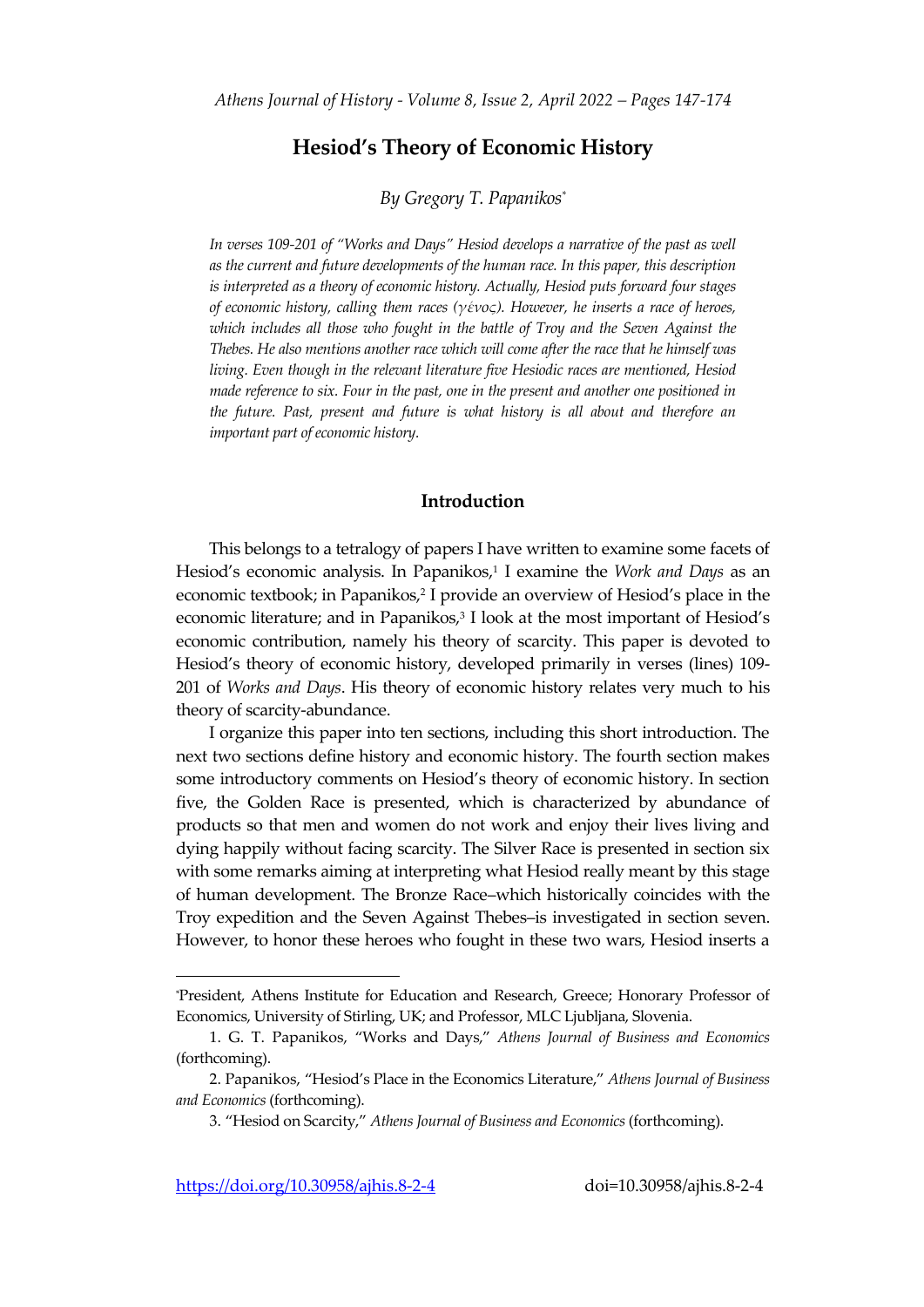# Hesiod's Theory of Economic History

*By Gregory T. Papanikos*[*]

*In verses 109-201 of "Works and Days" Hesiod develops a narrative of the past as well as the current and future developments of the human race. In this paper, this description is interpreted as a theory of economic history. Actually, Hesiod puts forward four stages of economic history, calling them races (γένος). However, he inserts a race of heroes, which includes all those who fought in the battle of Troy and the Seven Against the Thebes. He also mentions another race which will come after the race that he himself was living. Even though in the relevant literature five Hesiodic races are mentioned, Hesiod made reference to six. Four in the past, one in the present and another one positioned in the future. Past, present and future is what history is all about and therefore an important part of economic history.*

## Introduction

This belongs to a tetralogy of papers I have written to examine some facets of Hesiod's economic analysis. In Papanikos,[1] I examine the *Work and Days* as an economic textbook; in Papanikos,[2] I provide an overview of Hesiod's place in the economic literature; and in Papanikos,[3] I look at the most important of Hesiod's economic contribution, namely his theory of scarcity. This paper is devoted to Hesiod's theory of economic history, developed primarily in verses (lines) 109-201 of *Works and Days*. His theory of economic history relates very much to his theory of scarcity-abundance.

I organize this paper into ten sections, including this short introduction. The next two sections define history and economic history. The fourth section makes some introductory comments on Hesiod's theory of economic history. In section five, the Golden Race is presented, which is characterized by abundance of products so that men and women do not work and enjoy their lives living and dying happily without facing scarcity. The Silver Race is presented in section six with some remarks aiming at interpreting what Hesiod really meant by this stage of human development. The Bronze Race–which historically coincides with the Troy expedition and the Seven Against Thebes–is investigated in section seven. However, to honor these heroes who fought in these two wars, Hesiod inserts a

---

[*] President, Athens Institute for Education and Research, Greece; Honorary Professor of Economics, University of Stirling, UK; and Professor, MLC Ljubljana, Slovenia.

1. G. T. Papanikos, "Works and Days," *Athens Journal of Business and Economics* (forthcoming).

2. Papanikos, "Hesiod's Place in the Economics Literature," *Athens Journal of Business and Economics* (forthcoming).

3. "Hesiod on Scarcity," *Athens Journal of Business and Economics* (forthcoming).

https://doi.org/10.30958/ajhis.8-2-4 doi=10.30958/ajhis.8-2-4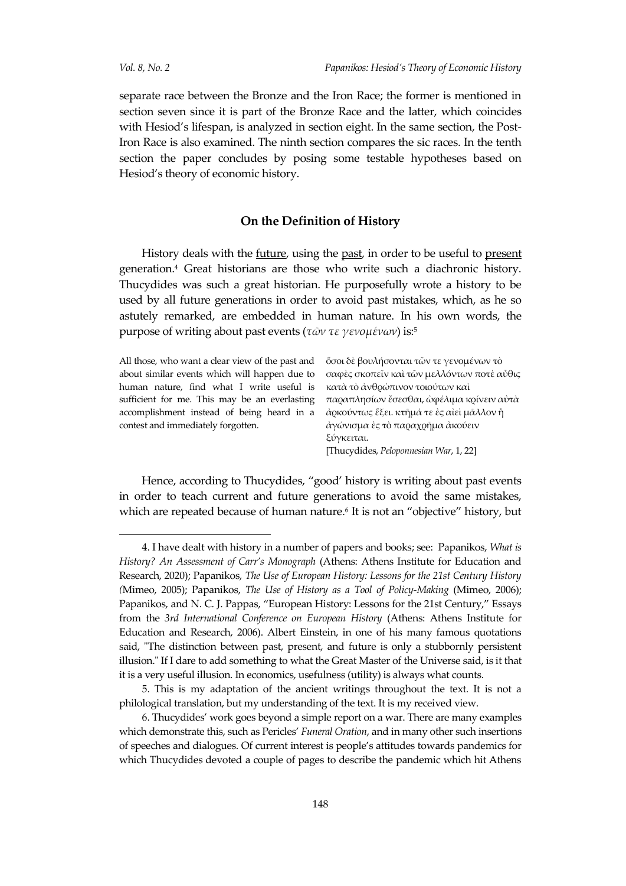separate race between the Bronze and the Iron Race; the former is mentioned in section seven since it is part of the Bronze Race and the latter, which coincides with Hesiod's lifespan, is analyzed in section eight. In the same section, the Post-Iron Race is also examined. The ninth section compares the sic races. In the tenth section the paper concludes by posing some testable hypotheses based on Hesiod's theory of economic history.

## On the Definition of History

History deals with the <u>future</u>, using the <u>past</u>, in order to be useful to <u>present</u> generation.[4] Great historians are those who write such a diachronic history. Thucydides was such a great historian. He purposefully wrote a history to be used by all future generations in order to avoid past mistakes, which, as he so astutely remarked, are embedded in human nature. In his own words, the purpose of writing about past events (*τῶν τε γενομένων*) is:[5]

| | |
|---|---|
| All those, who want a clear view of the past and about similar events which will happen due to human nature, find what I write useful is sufficient for me. This may be an everlasting accomplishment instead of being heard in a contest and immediately forgotten. | ὅσοι δὲ βουλήσονται τῶν τε γενομένων τὸ σαφὲς σκοπεῖν καὶ τῶν μελλόντων ποτὲ αὖθις κατὰ τὸ ἀνθρώπινον τοιούτων καὶ παραπλησίων ἔσεσθαι, ὠφέλιμα κρίνειν αὐτὰ ἀρκούντως ἕξει. κτῆμά τε ἐς αἰεὶ μᾶλλον ἢ ἀγώνισμα ἐς τὸ παραχρῆμα ἀκούειν ξύγκειται. [Thucydides, *Peloponnesian War*, 1, 22] |

Hence, according to Thucydides, "good' history is writing about past events in order to teach current and future generations to avoid the same mistakes, which are repeated because of human nature.[6] It is not an "objective" history, but

4. I have dealt with history in a number of papers and books; see: Papanikos, *What is History? An Assessment of Carr's Monograph* (Athens: Athens Institute for Education and Research, 2020); Papanikos, *The Use of European History: Lessons for the 21st Century History (*Mimeo, 2005); Papanikos, *The Use of History as a Tool of Policy-Making* (Mimeo, 2006); Papanikos, and N. C. J. Pappas, "European History: Lessons for the 21st Century," Essays from the *3rd International Conference on European History* (Athens: Athens Institute for Education and Research, 2006). Albert Einstein, in one of his many famous quotations said, "The distinction between past, present, and future is only a stubbornly persistent illusion." If I dare to add something to what the Great Master of the Universe said, is it that it is a very useful illusion. In economics, usefulness (utility) is always what counts.

5. This is my adaptation of the ancient writings throughout the text. It is not a philological translation, but my understanding of the text. It is my received view.

6. Thucydides' work goes beyond a simple report on a war. There are many examples which demonstrate this, such as Pericles' *Funeral Oration*, and in many other such insertions of speeches and dialogues. Of current interest is people's attitudes towards pandemics for which Thucydides devoted a couple of pages to describe the pandemic which hit Athens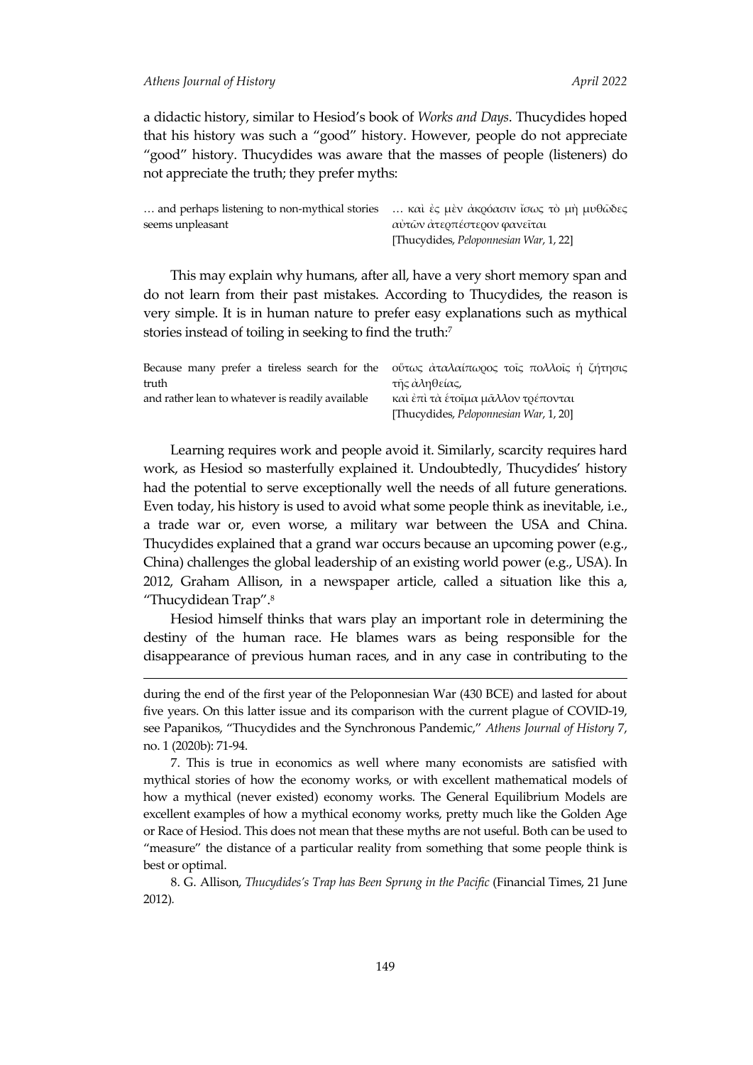a didactic history, similar to Hesiod's book of *Works and Days*. Thucydides hoped that his history was such a "good" history. However, people do not appreciate "good" history. Thucydides was aware that the masses of people (listeners) do not appreciate the truth; they prefer myths:

| … and perhaps listening to non-mythical stories seems unpleasant | … καὶ ἐς μὲν ἀκρόασιν ἴσως τὸ μὴ μυθῶδες αὐτῶν ἀτερπέστερον φανεῖται [Thucydides, *Peloponnesian War*, 1, 22] |
| --- | --- |

This may explain why humans, after all, have a very short memory span and do not learn from their past mistakes. According to Thucydides, the reason is very simple. It is in human nature to prefer easy explanations such as mythical stories instead of toiling in seeking to find the truth:[7]

| Because many prefer a tireless search for the truth and rather lean to whatever is readily available | οὕτως ἀταλαίπωρος τοῖς πολλοῖς ἡ ζήτησις τῆς ἀληθείας, καὶ ἐπὶ τὰ ἑτοῖμα μᾶλλον τρέπονται [Thucydides, *Peloponnesian War*, 1, 20] |
| --- | --- |

Learning requires work and people avoid it. Similarly, scarcity requires hard work, as Hesiod so masterfully explained it. Undoubtedly, Thucydides' history had the potential to serve exceptionally well the needs of all future generations. Even today, his history is used to avoid what some people think as inevitable, i.e., a trade war or, even worse, a military war between the USA and China. Thucydides explained that a grand war occurs because an upcoming power (e.g., China) challenges the global leadership of an existing world power (e.g., USA). In 2012, Graham Allison, in a newspaper article, called a situation like this a, "Thucydidean Trap".[8]

Hesiod himself thinks that wars play an important role in determining the destiny of the human race. He blames wars as being responsible for the disappearance of previous human races, and in any case in contributing to the

---

during the end of the first year of the Peloponnesian War (430 BCE) and lasted for about five years. On this latter issue and its comparison with the current plague of COVID-19, see Papanikos, "Thucydides and the Synchronous Pandemic," *Athens Journal of History* 7, no. 1 (2020b): 71-94.

7. This is true in economics as well where many economists are satisfied with mythical stories of how the economy works, or with excellent mathematical models of how a mythical (never existed) economy works. The General Equilibrium Models are excellent examples of how a mythical economy works, pretty much like the Golden Age or Race of Hesiod. This does not mean that these myths are not useful. Both can be used to "measure" the distance of a particular reality from something that some people think is best or optimal.

8. G. Allison, *Thucydides's Trap has Been Sprung in the Pacific* (Financial Times, 21 June 2012).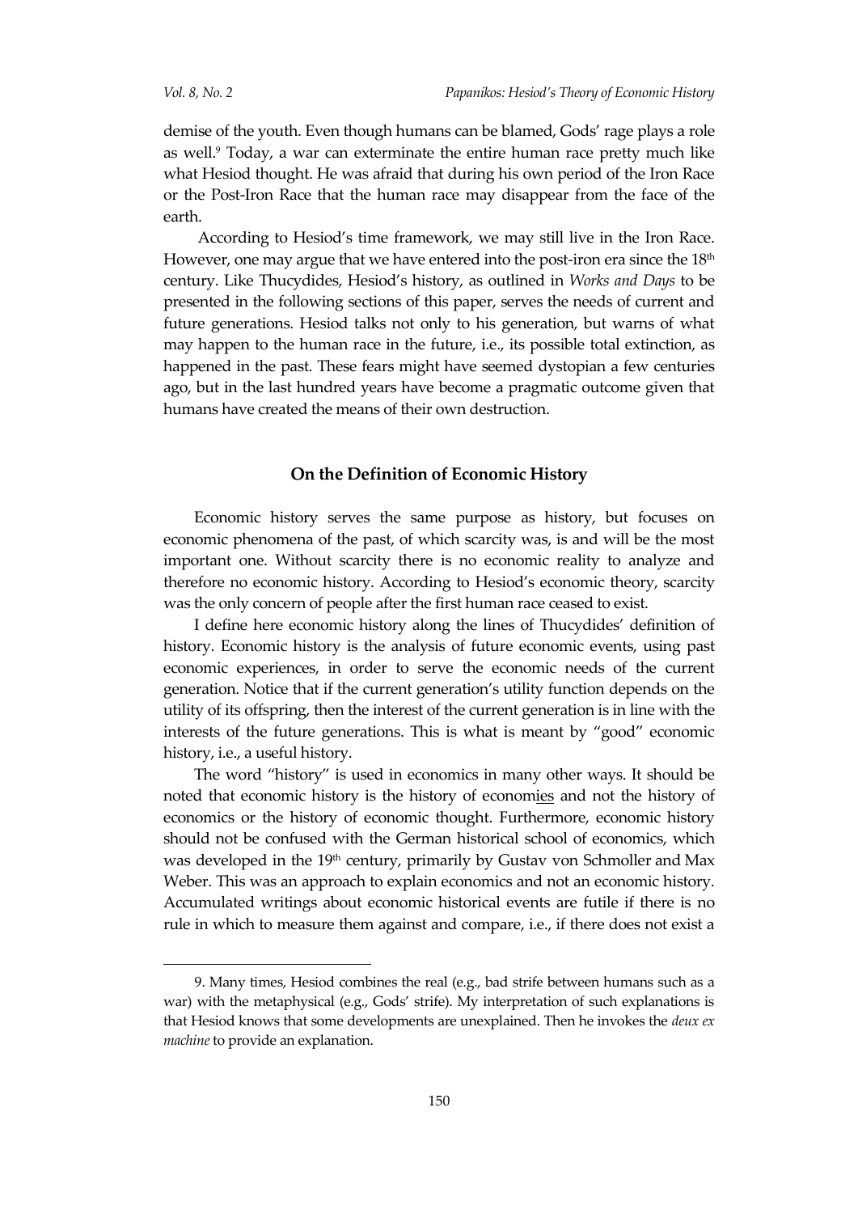demise of the youth. Even though humans can be blamed, Gods' rage plays a role as well.[9] Today, a war can exterminate the entire human race pretty much like what Hesiod thought. He was afraid that during his own period of the Iron Race or the Post-Iron Race that the human race may disappear from the face of the earth.

According to Hesiod's time framework, we may still live in the Iron Race. However, one may argue that we have entered into the post-iron era since the 18th century. Like Thucydides, Hesiod's history, as outlined in *Works and Days* to be presented in the following sections of this paper, serves the needs of current and future generations. Hesiod talks not only to his generation, but warns of what may happen to the human race in the future, i.e., its possible total extinction, as happened in the past. These fears might have seemed dystopian a few centuries ago, but in the last hundred years have become a pragmatic outcome given that humans have created the means of their own destruction.

## On the Definition of Economic History

Economic history serves the same purpose as history, but focuses on economic phenomena of the past, of which scarcity was, is and will be the most important one. Without scarcity there is no economic reality to analyze and therefore no economic history. According to Hesiod's economic theory, scarcity was the only concern of people after the first human race ceased to exist.

I define here economic history along the lines of Thucydides' definition of history. Economic history is the analysis of future economic events, using past economic experiences, in order to serve the economic needs of the current generation. Notice that if the current generation's utility function depends on the utility of its offspring, then the interest of the current generation is in line with the interests of the future generations. This is what is meant by "good" economic history, i.e., a useful history.

The word "history" is used in economics in many other ways. It should be noted that economic history is the history of econom<u>ies</u> and not the history of economics or the history of economic thought. Furthermore, economic history should not be confused with the German historical school of economics, which was developed in the 19th century, primarily by Gustav von Schmoller and Max Weber. This was an approach to explain economics and not an economic history. Accumulated writings about economic historical events are futile if there is no rule in which to measure them against and compare, i.e., if there does not exist a

---

9. Many times, Hesiod combines the real (e.g., bad strife between humans such as a war) with the metaphysical (e.g., Gods' strife). My interpretation of such explanations is that Hesiod knows that some developments are unexplained. Then he invokes the *deux ex machine* to provide an explanation.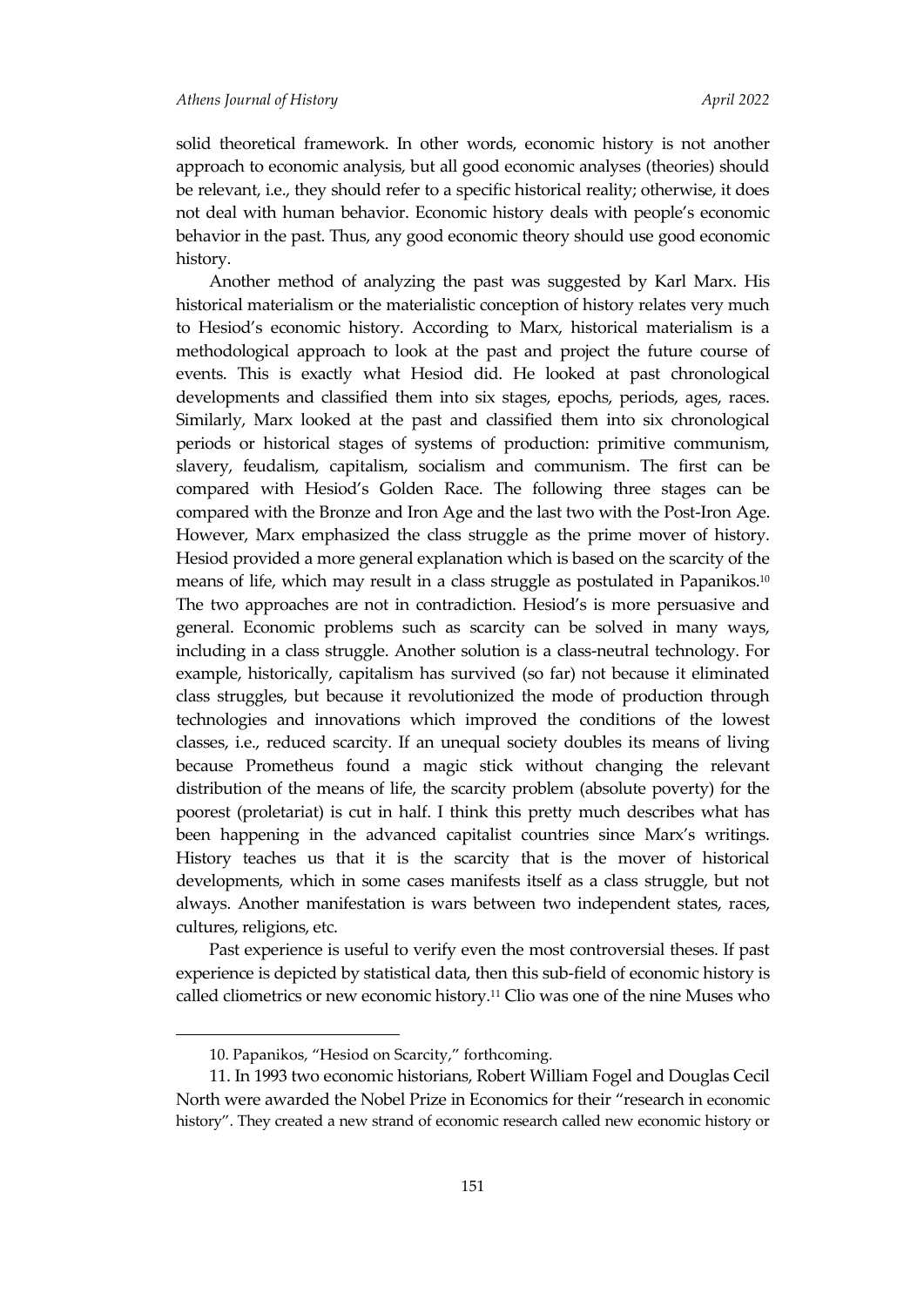solid theoretical framework. In other words, economic history is not another approach to economic analysis, but all good economic analyses (theories) should be relevant, i.e., they should refer to a specific historical reality; otherwise, it does not deal with human behavior. Economic history deals with people's economic behavior in the past. Thus, any good economic theory should use good economic history.

Another method of analyzing the past was suggested by Karl Marx. His historical materialism or the materialistic conception of history relates very much to Hesiod's economic history. According to Marx, historical materialism is a methodological approach to look at the past and project the future course of events. This is exactly what Hesiod did. He looked at past chronological developments and classified them into six stages, epochs, periods, ages, races. Similarly, Marx looked at the past and classified them into six chronological periods or historical stages of systems of production: primitive communism, slavery, feudalism, capitalism, socialism and communism. The first can be compared with Hesiod's Golden Race. The following three stages can be compared with the Bronze and Iron Age and the last two with the Post-Iron Age. However, Marx emphasized the class struggle as the prime mover of history. Hesiod provided a more general explanation which is based on the scarcity of the means of life, which may result in a class struggle as postulated in Papanikos.[10] The two approaches are not in contradiction. Hesiod's is more persuasive and general. Economic problems such as scarcity can be solved in many ways, including in a class struggle. Another solution is a class-neutral technology. For example, historically, capitalism has survived (so far) not because it eliminated class struggles, but because it revolutionized the mode of production through technologies and innovations which improved the conditions of the lowest classes, i.e., reduced scarcity. If an unequal society doubles its means of living because Prometheus found a magic stick without changing the relevant distribution of the means of life, the scarcity problem (absolute poverty) for the poorest (proletariat) is cut in half. I think this pretty much describes what has been happening in the advanced capitalist countries since Marx's writings. History teaches us that it is the scarcity that is the mover of historical developments, which in some cases manifests itself as a class struggle, but not always. Another manifestation is wars between two independent states, races, cultures, religions, etc.

Past experience is useful to verify even the most controversial theses. If past experience is depicted by statistical data, then this sub-field of economic history is called cliometrics or new economic history.[11] Clio was one of the nine Muses who

---

10. Papanikos, "Hesiod on Scarcity," forthcoming.

11. In 1993 two economic historians, Robert William Fogel and Douglas Cecil North were awarded the Nobel Prize in Economics for their "research in economic history". They created a new strand of economic research called new economic history or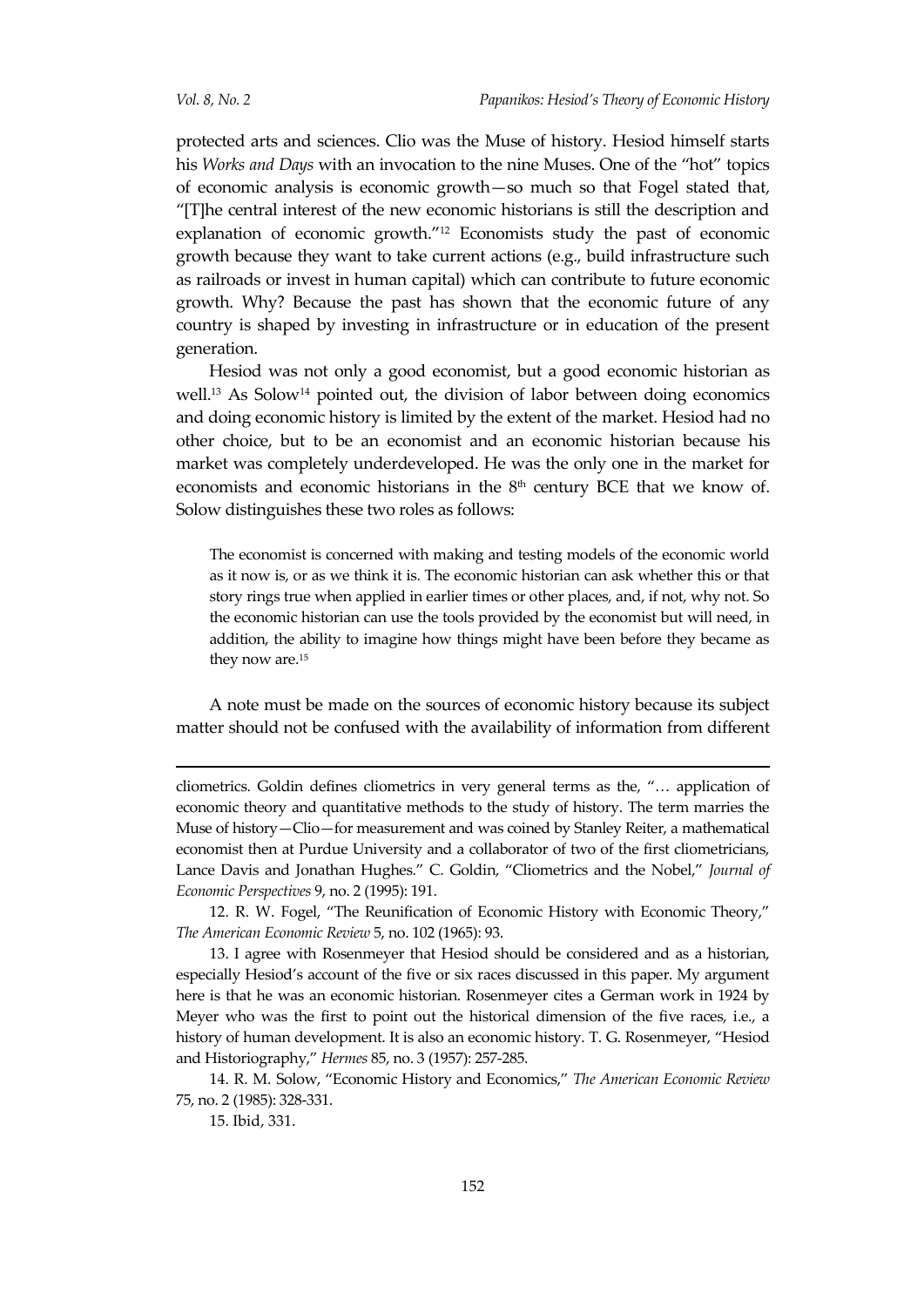protected arts and sciences. Clio was the Muse of history. Hesiod himself starts his *Works and Days* with an invocation to the nine Muses. One of the "hot" topics of economic analysis is economic growth—so much so that Fogel stated that, "[T]he central interest of the new economic historians is still the description and explanation of economic growth."[12] Economists study the past of economic growth because they want to take current actions (e.g., build infrastructure such as railroads or invest in human capital) which can contribute to future economic growth. Why? Because the past has shown that the economic future of any country is shaped by investing in infrastructure or in education of the present generation.

Hesiod was not only a good economist, but a good economic historian as well.[13] As Solow[14] pointed out, the division of labor between doing economics and doing economic history is limited by the extent of the market. Hesiod had no other choice, but to be an economist and an economic historian because his market was completely underdeveloped. He was the only one in the market for economists and economic historians in the 8th century BCE that we know of. Solow distinguishes these two roles as follows:

> The economist is concerned with making and testing models of the economic world as it now is, or as we think it is. The economic historian can ask whether this or that story rings true when applied in earlier times or other places, and, if not, why not. So the economic historian can use the tools provided by the economist but will need, in addition, the ability to imagine how things might have been before they became as they now are.[15]

A note must be made on the sources of economic history because its subject matter should not be confused with the availability of information from different

---

cliometrics. Goldin defines cliometrics in very general terms as the, "… application of economic theory and quantitative methods to the study of history. The term marries the Muse of history—Clio—for measurement and was coined by Stanley Reiter, a mathematical economist then at Purdue University and a collaborator of two of the first cliometricians, Lance Davis and Jonathan Hughes." C. Goldin, "Cliometrics and the Nobel," *Journal of Economic Perspectives* 9, no. 2 (1995): 191.

12. R. W. Fogel, "The Reunification of Economic History with Economic Theory," *The American Economic Review* 5, no. 102 (1965): 93.

13. I agree with Rosenmeyer that Hesiod should be considered and as a historian, especially Hesiod's account of the five or six races discussed in this paper. My argument here is that he was an economic historian. Rosenmeyer cites a German work in 1924 by Meyer who was the first to point out the historical dimension of the five races, i.e., a history of human development. It is also an economic history. T. G. Rosenmeyer, "Hesiod and Historiography," *Hermes* 85, no. 3 (1957): 257-285.

14. R. M. Solow, "Economic History and Economics," *The American Economic Review* 75, no. 2 (1985): 328-331.

15. Ibid, 331.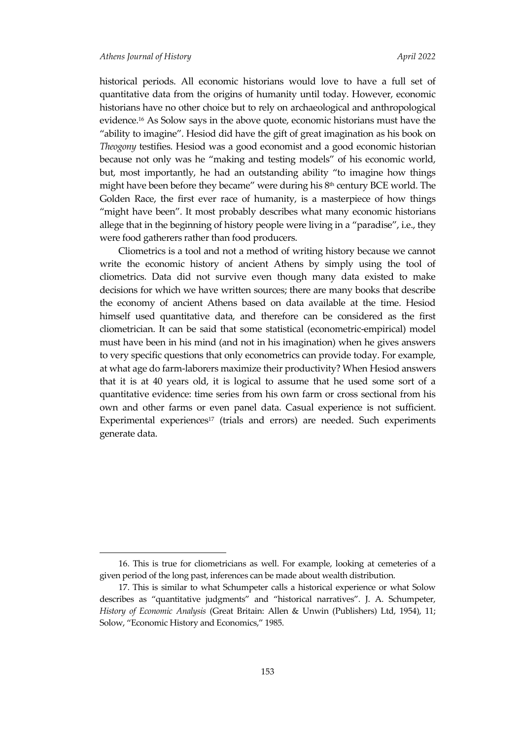historical periods. All economic historians would love to have a full set of quantitative data from the origins of humanity until today. However, economic historians have no other choice but to rely on archaeological and anthropological evidence.[16] As Solow says in the above quote, economic historians must have the "ability to imagine". Hesiod did have the gift of great imagination as his book on *Theogony* testifies. Hesiod was a good economist and a good economic historian because not only was he "making and testing models" of his economic world, but, most importantly, he had an outstanding ability "to imagine how things might have been before they became" were during his 8th century BCE world. The Golden Race, the first ever race of humanity, is a masterpiece of how things "might have been". It most probably describes what many economic historians allege that in the beginning of history people were living in a "paradise", i.e., they were food gatherers rather than food producers.

Cliometrics is a tool and not a method of writing history because we cannot write the economic history of ancient Athens by simply using the tool of cliometrics. Data did not survive even though many data existed to make decisions for which we have written sources; there are many books that describe the economy of ancient Athens based on data available at the time. Hesiod himself used quantitative data, and therefore can be considered as the first cliometrician. It can be said that some statistical (econometric-empirical) model must have been in his mind (and not in his imagination) when he gives answers to very specific questions that only econometrics can provide today. For example, at what age do farm-laborers maximize their productivity? When Hesiod answers that it is at 40 years old, it is logical to assume that he used some sort of a quantitative evidence: time series from his own farm or cross sectional from his own and other farms or even panel data. Casual experience is not sufficient. Experimental experiences[17] (trials and errors) are needed. Such experiments generate data.

---

16. This is true for cliometricians as well. For example, looking at cemeteries of a given period of the long past, inferences can be made about wealth distribution.

17. This is similar to what Schumpeter calls a historical experience or what Solow describes as "quantitative judgments" and "historical narratives". J. A. Schumpeter, *History of Economic Analysis* (Great Britain: Allen & Unwin (Publishers) Ltd, 1954), 11; Solow, "Economic History and Economics," 1985.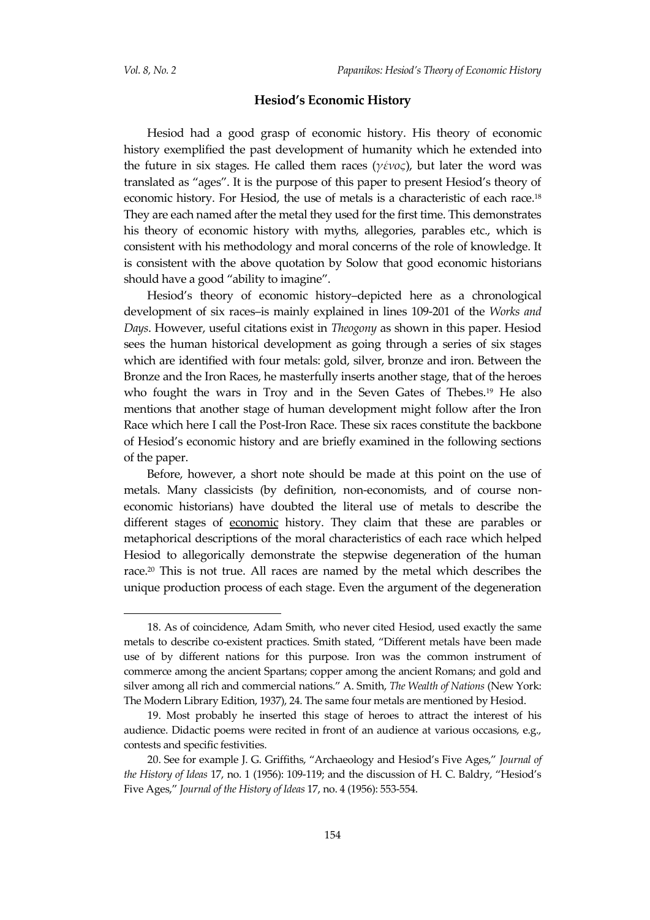## Hesiod's Economic History

Hesiod had a good grasp of economic history. His theory of economic history exemplified the past development of humanity which he extended into the future in six stages. He called them races (*γένος*), but later the word was translated as "ages". It is the purpose of this paper to present Hesiod's theory of economic history. For Hesiod, the use of metals is a characteristic of each race.[18] They are each named after the metal they used for the first time. This demonstrates his theory of economic history with myths, allegories, parables etc., which is consistent with his methodology and moral concerns of the role of knowledge. It is consistent with the above quotation by Solow that good economic historians should have a good "ability to imagine".

Hesiod's theory of economic history–depicted here as a chronological development of six races–is mainly explained in lines 109-201 of the *Works and Days*. However, useful citations exist in *Theogony* as shown in this paper. Hesiod sees the human historical development as going through a series of six stages which are identified with four metals: gold, silver, bronze and iron. Between the Bronze and the Iron Races, he masterfully inserts another stage, that of the heroes who fought the wars in Troy and in the Seven Gates of Thebes.[19] He also mentions that another stage of human development might follow after the Iron Race which here I call the Post-Iron Race. These six races constitute the backbone of Hesiod's economic history and are briefly examined in the following sections of the paper.

Before, however, a short note should be made at this point on the use of metals. Many classicists (by definition, non-economists, and of course non-economic historians) have doubted the literal use of metals to describe the different stages of <u>economic</u> history. They claim that these are parables or metaphorical descriptions of the moral characteristics of each race which helped Hesiod to allegorically demonstrate the stepwise degeneration of the human race.[20] This is not true. All races are named by the metal which describes the unique production process of each stage. Even the argument of the degeneration

---

18. As of coincidence, Adam Smith, who never cited Hesiod, used exactly the same metals to describe co-existent practices. Smith stated, "Different metals have been made use of by different nations for this purpose. Iron was the common instrument of commerce among the ancient Spartans; copper among the ancient Romans; and gold and silver among all rich and commercial nations." A. Smith, *The Wealth of Nations* (New York: The Modern Library Edition, 1937), 24. The same four metals are mentioned by Hesiod.

19. Most probably he inserted this stage of heroes to attract the interest of his audience. Didactic poems were recited in front of an audience at various occasions, e.g., contests and specific festivities.

20. See for example J. G. Griffiths, "Archaeology and Hesiod's Five Ages," *Journal of the History of Ideas* 17, no. 1 (1956): 109-119; and the discussion of H. C. Baldry, "Hesiod's Five Ages," *Journal of the History of Ideas* 17, no. 4 (1956): 553-554.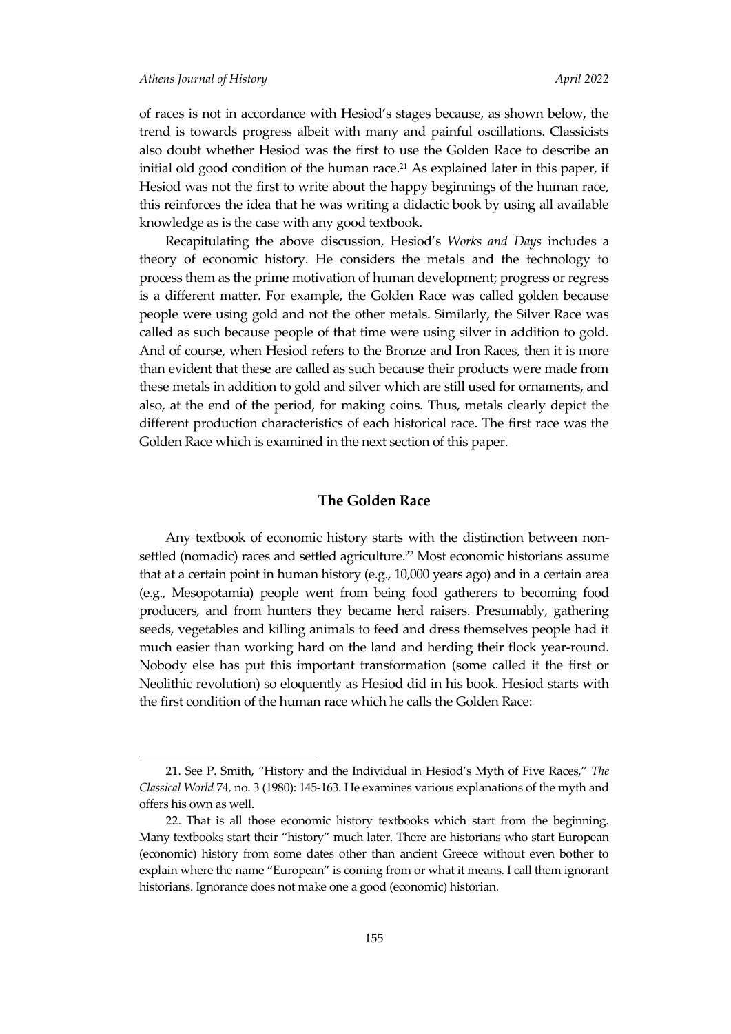of races is not in accordance with Hesiod's stages because, as shown below, the trend is towards progress albeit with many and painful oscillations. Classicists also doubt whether Hesiod was the first to use the Golden Race to describe an initial old good condition of the human race.[21] As explained later in this paper, if Hesiod was not the first to write about the happy beginnings of the human race, this reinforces the idea that he was writing a didactic book by using all available knowledge as is the case with any good textbook.

Recapitulating the above discussion, Hesiod's *Works and Days* includes a theory of economic history. He considers the metals and the technology to process them as the prime motivation of human development; progress or regress is a different matter. For example, the Golden Race was called golden because people were using gold and not the other metals. Similarly, the Silver Race was called as such because people of that time were using silver in addition to gold. And of course, when Hesiod refers to the Bronze and Iron Races, then it is more than evident that these are called as such because their products were made from these metals in addition to gold and silver which are still used for ornaments, and also, at the end of the period, for making coins. Thus, metals clearly depict the different production characteristics of each historical race. The first race was the Golden Race which is examined in the next section of this paper.

## The Golden Race

Any textbook of economic history starts with the distinction between non-settled (nomadic) races and settled agriculture.[22] Most economic historians assume that at a certain point in human history (e.g., 10,000 years ago) and in a certain area (e.g., Mesopotamia) people went from being food gatherers to becoming food producers, and from hunters they became herd raisers. Presumably, gathering seeds, vegetables and killing animals to feed and dress themselves people had it much easier than working hard on the land and herding their flock year-round. Nobody else has put this important transformation (some called it the first or Neolithic revolution) so eloquently as Hesiod did in his book. Hesiod starts with the first condition of the human race which he calls the Golden Race:

---

21. See P. Smith, "History and the Individual in Hesiod's Myth of Five Races," *The Classical World* 74, no. 3 (1980): 145-163. He examines various explanations of the myth and offers his own as well.

22. That is all those economic history textbooks which start from the beginning. Many textbooks start their "history" much later. There are historians who start European (economic) history from some dates other than ancient Greece without even bother to explain where the name "European" is coming from or what it means. I call them ignorant historians. Ignorance does not make one a good (economic) historian.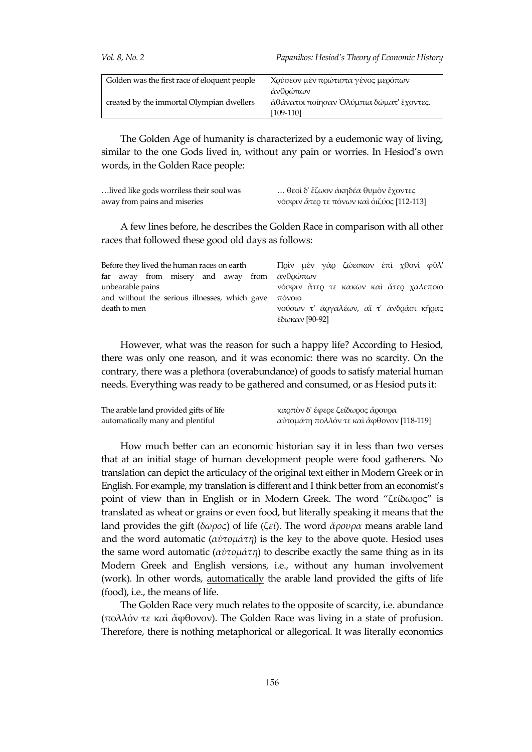| Golden was the first race of eloquent people | Χρύσεον μὲν πρώτιστα γένος μερόπων ἀνθρώπων |
| --- | --- |
| created by the immortal Olympian dwellers | ἀθάνατοι ποίησαν Ὀλύμπια δώματ' ἔχοντες. [109-110] |

The Golden Age of humanity is characterized by a eudemonic way of living, similar to the one Gods lived in, without any pain or worries. In Hesiod's own words, in the Golden Race people:

| …lived like gods worriless their soul was away from pains and miseries | … θεοὶ δ' ἔζωον ἀκηδέα θυμὸν ἔχοντες νόσφιν ἄτερ τε πόνων καὶ ὀιζύος [112-113] |
| --- | --- |

A few lines before, he describes the Golden Race in comparison with all other races that followed these good old days as follows:

| Before they lived the human races on earth far away from misery and away from unbearable pains and without the serious illnesses, which gave death to men | Πρὶν μὲν γὰρ ζώεσκον ἐπὶ χθονὶ φῦλ' ἀνθρώπων νόσφιν ἄτερ τε κακῶν καὶ ἄτερ χαλεποῖο πόνοιο νούσων τ' ἀργαλέων, αἵ τ' ἀνδράσι κῆρας ἔδωκαν [90-92] |
| --- | --- |

However, what was the reason for such a happy life? According to Hesiod, there was only one reason, and it was economic: there was no scarcity. On the contrary, there was a plethora (overabundance) of goods to satisfy material human needs. Everything was ready to be gathered and consumed, or as Hesiod puts it:

| The arable land provided gifts of life automatically many and plentiful | καρπὸν δ' ἔφερε ζείδωρος ἄρουρα αὐτομάτη πολλόν τε καὶ ἄφθονον [118-119] |
| --- | --- |

How much better can an economic historian say it in less than two verses that at an initial stage of human development people were food gatherers. No translation can depict the articulacy of the original text either in Modern Greek or in English. For example, my translation is different and I think better from an economist's point of view than in English or in Modern Greek. The word "ζείδωρος" is translated as wheat or grains or even food, but literally speaking it means that the land provides the gift (*δωρος*) of life (*ζεί*). The word *ἄρουρα* means arable land and the word automatic (*αὐτομάτη*) is the key to the above quote. Hesiod uses the same word automatic (*αὐτομάτη*) to describe exactly the same thing as in its Modern Greek and English versions, i.e., without any human involvement (work). In other words, <u>automatically</u> the arable land provided the gifts of life (food), i.e., the means of life.

The Golden Race very much relates to the opposite of scarcity, i.e. abundance (πολλόν τε καὶ ἄφθονον). The Golden Race was living in a state of profusion. Therefore, there is nothing metaphorical or allegorical. It was literally economics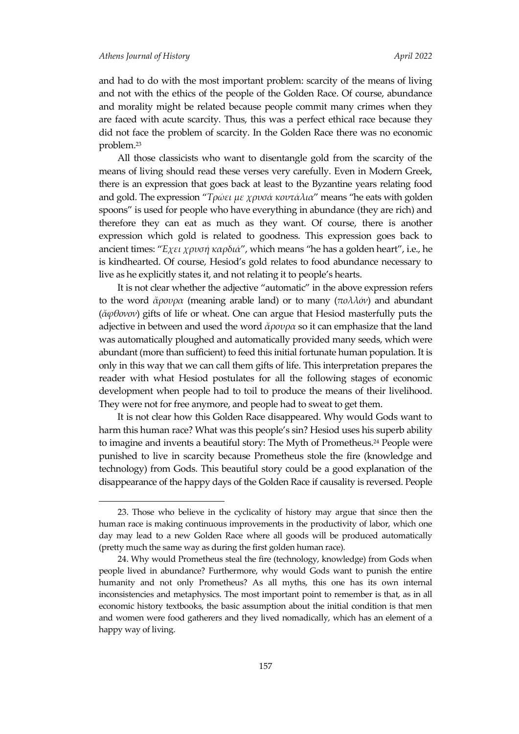and had to do with the most important problem: scarcity of the means of living and not with the ethics of the people of the Golden Race. Of course, abundance and morality might be related because people commit many crimes when they are faced with acute scarcity. Thus, this was a perfect ethical race because they did not face the problem of scarcity. In the Golden Race there was no economic problem.[23]

All those classicists who want to disentangle gold from the scarcity of the means of living should read these verses very carefully. Even in Modern Greek, there is an expression that goes back at least to the Byzantine years relating food and gold. The expression "*Τρώει με χρυσά κουτάλια*" means "he eats with golden spoons" is used for people who have everything in abundance (they are rich) and therefore they can eat as much as they want. Of course, there is another expression which gold is related to goodness. This expression goes back to ancient times: "*Έχει χρυσή καρδιά*", which means "he has a golden heart", i.e., he is kindhearted. Of course, Hesiod's gold relates to food abundance necessary to live as he explicitly states it, and not relating it to people's hearts.

It is not clear whether the adjective "automatic" in the above expression refers to the word *ἄρουρα* (meaning arable land) or to many (*πολλόν*) and abundant (*ἄφθονον*) gifts of life or wheat. One can argue that Hesiod masterfully puts the adjective in between and used the word *ἄρουρα* so it can emphasize that the land was automatically ploughed and automatically provided many seeds, which were abundant (more than sufficient) to feed this initial fortunate human population. It is only in this way that we can call them gifts of life. This interpretation prepares the reader with what Hesiod postulates for all the following stages of economic development when people had to toil to produce the means of their livelihood. They were not for free anymore, and people had to sweat to get them.

It is not clear how this Golden Race disappeared. Why would Gods want to harm this human race? What was this people's sin? Hesiod uses his superb ability to imagine and invents a beautiful story: The Myth of Prometheus.[24] People were punished to live in scarcity because Prometheus stole the fire (knowledge and technology) from Gods. This beautiful story could be a good explanation of the disappearance of the happy days of the Golden Race if causality is reversed. People

---

23. Those who believe in the cyclicality of history may argue that since then the human race is making continuous improvements in the productivity of labor, which one day may lead to a new Golden Race where all goods will be produced automatically (pretty much the same way as during the first golden human race).

24. Why would Prometheus steal the fire (technology, knowledge) from Gods when people lived in abundance? Furthermore, why would Gods want to punish the entire humanity and not only Prometheus? As all myths, this one has its own internal inconsistencies and metaphysics. The most important point to remember is that, as in all economic history textbooks, the basic assumption about the initial condition is that men and women were food gatherers and they lived nomadically, which has an element of a happy way of living.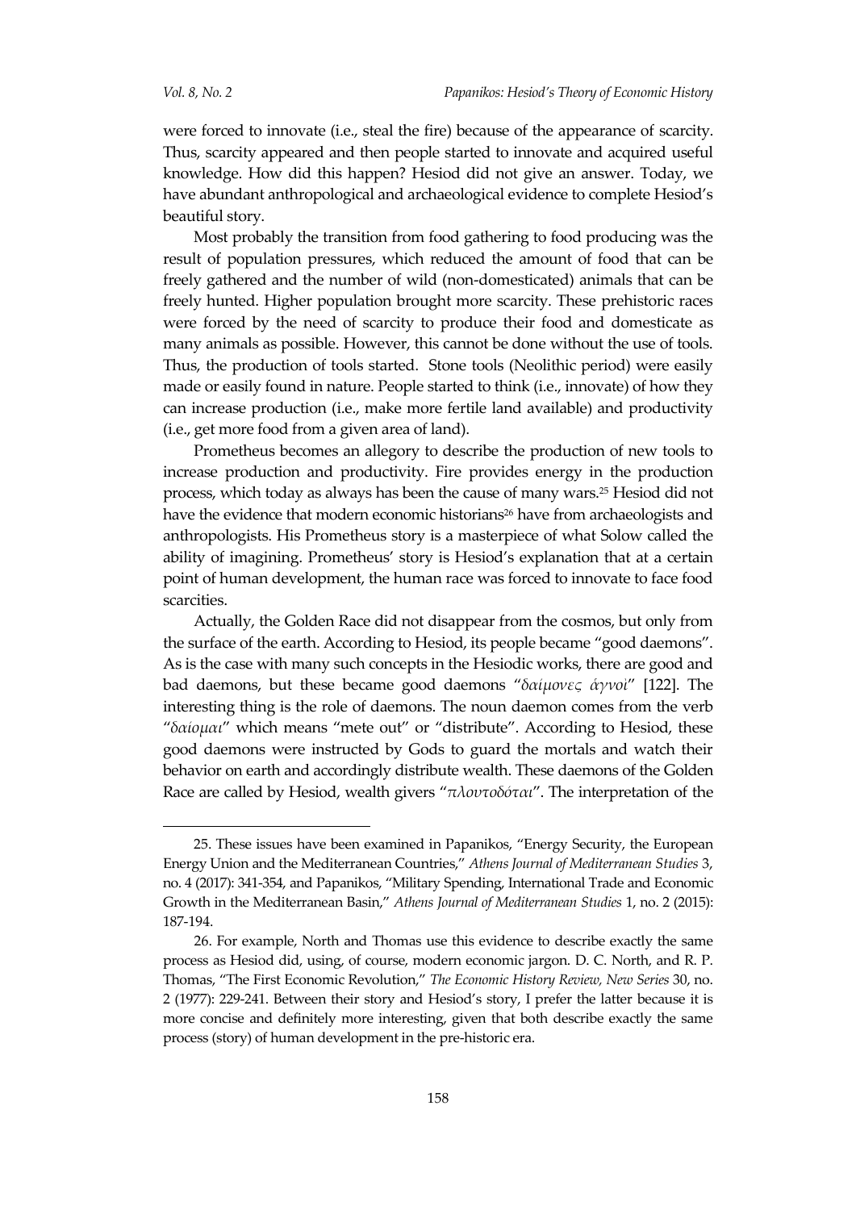were forced to innovate (i.e., steal the fire) because of the appearance of scarcity. Thus, scarcity appeared and then people started to innovate and acquired useful knowledge. How did this happen? Hesiod did not give an answer. Today, we have abundant anthropological and archaeological evidence to complete Hesiod's beautiful story.

Most probably the transition from food gathering to food producing was the result of population pressures, which reduced the amount of food that can be freely gathered and the number of wild (non-domesticated) animals that can be freely hunted. Higher population brought more scarcity. These prehistoric races were forced by the need of scarcity to produce their food and domesticate as many animals as possible. However, this cannot be done without the use of tools. Thus, the production of tools started. Stone tools (Neolithic period) were easily made or easily found in nature. People started to think (i.e., innovate) of how they can increase production (i.e., make more fertile land available) and productivity (i.e., get more food from a given area of land).

Prometheus becomes an allegory to describe the production of new tools to increase production and productivity. Fire provides energy in the production process, which today as always has been the cause of many wars.[25] Hesiod did not have the evidence that modern economic historians[26] have from archaeologists and anthropologists. His Prometheus story is a masterpiece of what Solow called the ability of imagining. Prometheus' story is Hesiod's explanation that at a certain point of human development, the human race was forced to innovate to face food scarcities.

Actually, the Golden Race did not disappear from the cosmos, but only from the surface of the earth. According to Hesiod, its people became "good daemons". As is the case with many such concepts in the Hesiodic works, there are good and bad daemons, but these became good daemons "*δαίμονες ἁγνοί*" [122]. The interesting thing is the role of daemons. The noun daemon comes from the verb "*δαίομαι*" which means "mete out" or "distribute". According to Hesiod, these good daemons were instructed by Gods to guard the mortals and watch their behavior on earth and accordingly distribute wealth. These daemons of the Golden Race are called by Hesiod, wealth givers "*πλουτοδόται*". The interpretation of the

---

25. These issues have been examined in Papanikos, "Energy Security, the European Energy Union and the Mediterranean Countries," *Athens Journal of Mediterranean Studies* 3, no. 4 (2017): 341-354, and Papanikos, "Military Spending, International Trade and Economic Growth in the Mediterranean Basin," *Athens Journal of Mediterranean Studies* 1, no. 2 (2015): 187-194.

26. For example, North and Thomas use this evidence to describe exactly the same process as Hesiod did, using, of course, modern economic jargon. D. C. North, and R. P. Thomas, "The First Economic Revolution," *The Economic History Review, New Series* 30, no. 2 (1977): 229-241. Between their story and Hesiod's story, I prefer the latter because it is more concise and definitely more interesting, given that both describe exactly the same process (story) of human development in the pre-historic era.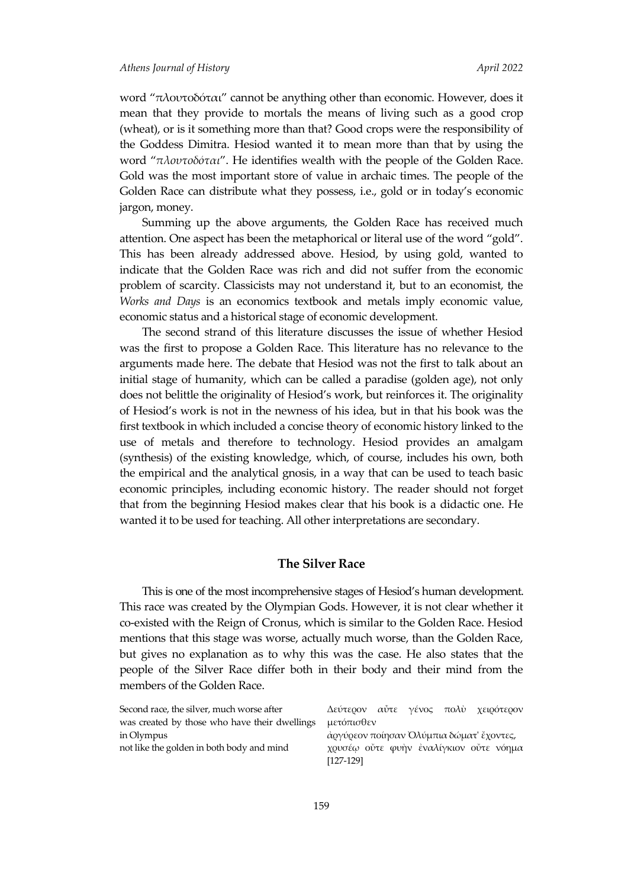word "πλουτοδόται" cannot be anything other than economic. However, does it mean that they provide to mortals the means of living such as a good crop (wheat), or is it something more than that? Good crops were the responsibility of the Goddess Dimitra. Hesiod wanted it to mean more than that by using the word "*πλουτοδόται*". He identifies wealth with the people of the Golden Race. Gold was the most important store of value in archaic times. The people of the Golden Race can distribute what they possess, i.e., gold or in today's economic jargon, money.

Summing up the above arguments, the Golden Race has received much attention. One aspect has been the metaphorical or literal use of the word "gold". This has been already addressed above. Hesiod, by using gold, wanted to indicate that the Golden Race was rich and did not suffer from the economic problem of scarcity. Classicists may not understand it, but to an economist, the *Works and Days* is an economics textbook and metals imply economic value, economic status and a historical stage of economic development.

The second strand of this literature discusses the issue of whether Hesiod was the first to propose a Golden Race. This literature has no relevance to the arguments made here. The debate that Hesiod was not the first to talk about an initial stage of humanity, which can be called a paradise (golden age), not only does not belittle the originality of Hesiod's work, but reinforces it. The originality of Hesiod's work is not in the newness of his idea, but in that his book was the first textbook in which included a concise theory of economic history linked to the use of metals and therefore to technology. Hesiod provides an amalgam (synthesis) of the existing knowledge, which, of course, includes his own, both the empirical and the analytical gnosis, in a way that can be used to teach basic economic principles, including economic history. The reader should not forget that from the beginning Hesiod makes clear that his book is a didactic one. He wanted it to be used for teaching. All other interpretations are secondary.

## The Silver Race

This is one of the most incomprehensive stages of Hesiod's human development. This race was created by the Olympian Gods. However, it is not clear whether it co-existed with the Reign of Cronus, which is similar to the Golden Race. Hesiod mentions that this stage was worse, actually much worse, than the Golden Race, but gives no explanation as to why this was the case. He also states that the people of the Silver Race differ both in their body and their mind from the members of the Golden Race.

| | |
|---|---|
| Second race, the silver, much worse after<br>was created by those who have their dwellings in Olympus<br>not like the golden in both body and mind | Δεύτερον αὖτε γένος πολὺ χειρότερον μετόπισθεν<br>ἀργύρεον ποίησαν Ὀλύμπια δώματ' ἔχοντες,<br>χρυσέῳ οὔτε φυὴν ἐναλίγκιον οὔτε νόημα [127-129] |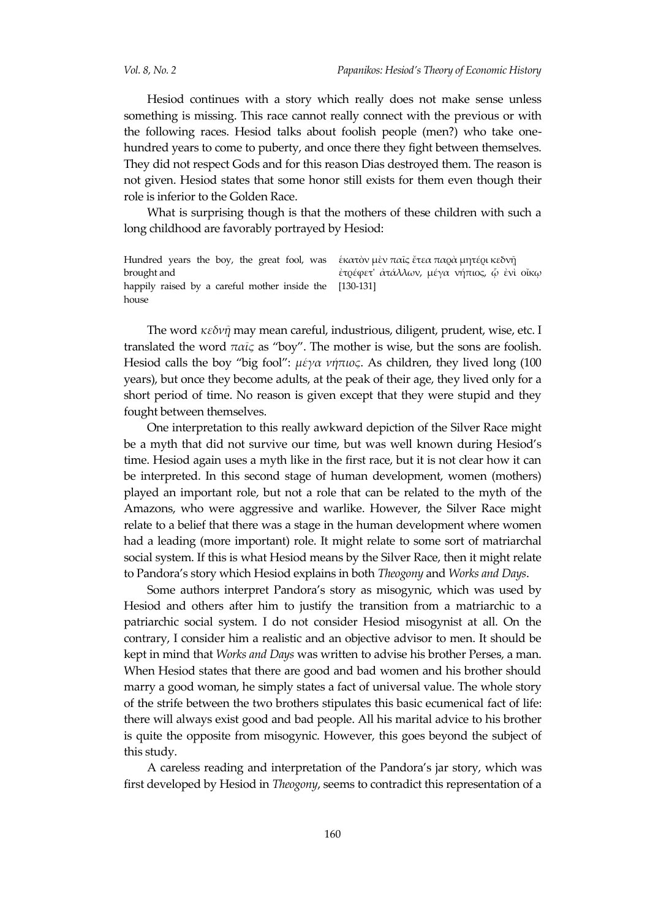Hesiod continues with a story which really does not make sense unless something is missing. This race cannot really connect with the previous or with the following races. Hesiod talks about foolish people (men?) who take one-hundred years to come to puberty, and once there they fight between themselves. They did not respect Gods and for this reason Dias destroyed them. The reason is not given. Hesiod states that some honor still exists for them even though their role is inferior to the Golden Race.

What is surprising though is that the mothers of these children with such a long childhood are favorably portrayed by Hesiod:

| | |
|---|---|
| Hundred years the boy, the great fool, was brought and happily raised by a careful mother inside the house | ἑκατὸν μὲν παῖς ἔτεα παρὰ μητέρι κεδνῇ ἐτρέφετ᾽ ἀτάλλων, μέγα νήπιος, ᾧ ἐνὶ οἴκῳ [130-131] |

The word *κεδνῇ* may mean careful, industrious, diligent, prudent, wise, etc. I translated the word *παῖς* as "boy". The mother is wise, but the sons are foolish. Hesiod calls the boy "big fool": *μέγα νήπιος*. As children, they lived long (100 years), but once they become adults, at the peak of their age, they lived only for a short period of time. No reason is given except that they were stupid and they fought between themselves.

One interpretation to this really awkward depiction of the Silver Race might be a myth that did not survive our time, but was well known during Hesiod's time. Hesiod again uses a myth like in the first race, but it is not clear how it can be interpreted. In this second stage of human development, women (mothers) played an important role, but not a role that can be related to the myth of the Amazons, who were aggressive and warlike. However, the Silver Race might relate to a belief that there was a stage in the human development where women had a leading (more important) role. It might relate to some sort of matriarchal social system. If this is what Hesiod means by the Silver Race, then it might relate to Pandora's story which Hesiod explains in both *Theogony* and *Works and Days*.

Some authors interpret Pandora's story as misogynic, which was used by Hesiod and others after him to justify the transition from a matriarchic to a patriarchic social system. I do not consider Hesiod misogynist at all. On the contrary, I consider him a realistic and an objective advisor to men. It should be kept in mind that *Works and Days* was written to advise his brother Perses, a man. When Hesiod states that there are good and bad women and his brother should marry a good woman, he simply states a fact of universal value. The whole story of the strife between the two brothers stipulates this basic ecumenical fact of life: there will always exist good and bad people. All his marital advice to his brother is quite the opposite from misogynic. However, this goes beyond the subject of this study.

A careless reading and interpretation of the Pandora's jar story, which was first developed by Hesiod in *Theogony*, seems to contradict this representation of a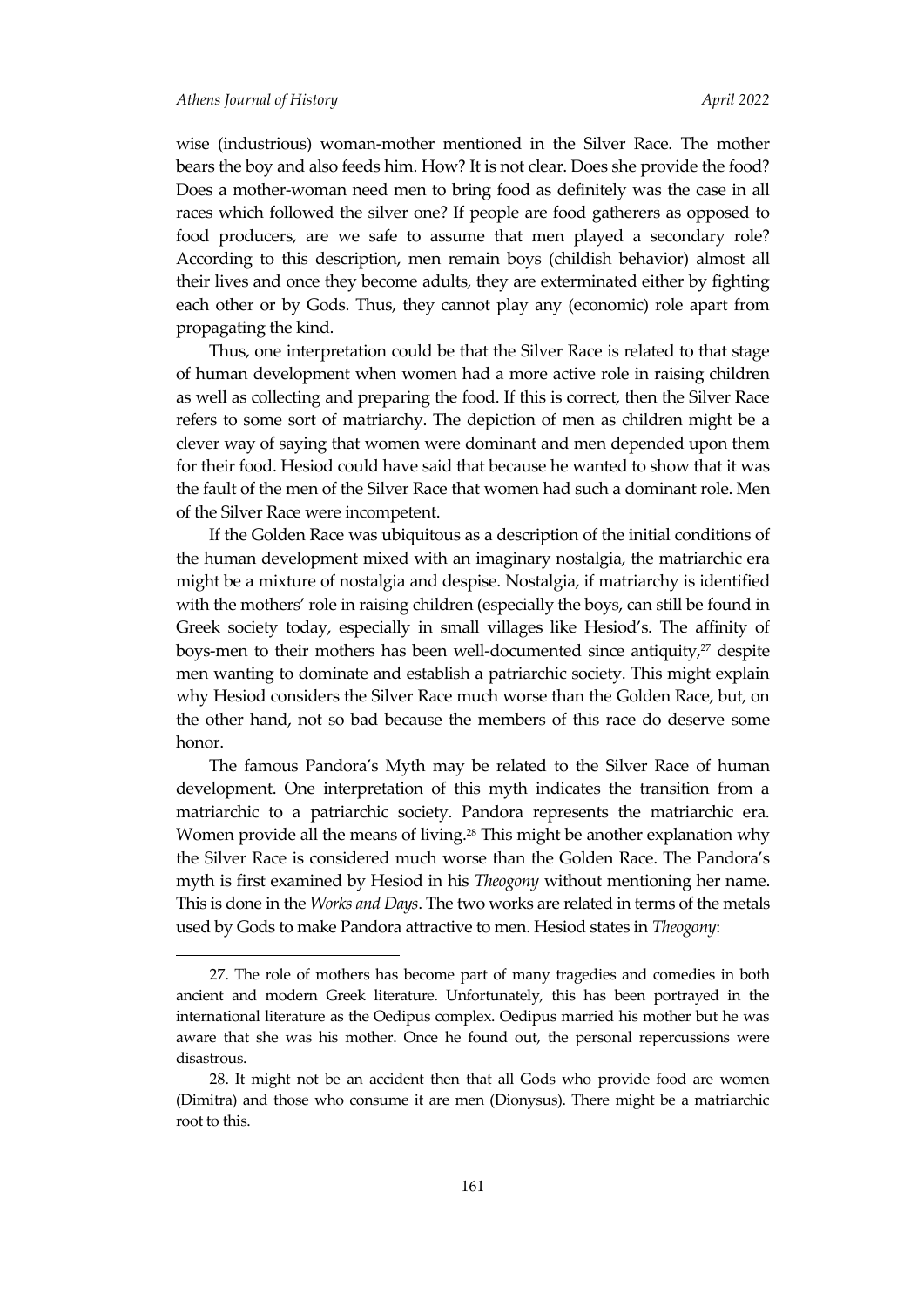wise (industrious) woman-mother mentioned in the Silver Race. The mother bears the boy and also feeds him. How? It is not clear. Does she provide the food? Does a mother-woman need men to bring food as definitely was the case in all races which followed the silver one? If people are food gatherers as opposed to food producers, are we safe to assume that men played a secondary role? According to this description, men remain boys (childish behavior) almost all their lives and once they become adults, they are exterminated either by fighting each other or by Gods. Thus, they cannot play any (economic) role apart from propagating the kind.

Thus, one interpretation could be that the Silver Race is related to that stage of human development when women had a more active role in raising children as well as collecting and preparing the food. If this is correct, then the Silver Race refers to some sort of matriarchy. The depiction of men as children might be a clever way of saying that women were dominant and men depended upon them for their food. Hesiod could have said that because he wanted to show that it was the fault of the men of the Silver Race that women had such a dominant role. Men of the Silver Race were incompetent.

If the Golden Race was ubiquitous as a description of the initial conditions of the human development mixed with an imaginary nostalgia, the matriarchic era might be a mixture of nostalgia and despise. Nostalgia, if matriarchy is identified with the mothers' role in raising children (especially the boys, can still be found in Greek society today, especially in small villages like Hesiod's. The affinity of boys-men to their mothers has been well-documented since antiquity,[27] despite men wanting to dominate and establish a patriarchic society. This might explain why Hesiod considers the Silver Race much worse than the Golden Race, but, on the other hand, not so bad because the members of this race do deserve some honor.

The famous Pandora's Myth may be related to the Silver Race of human development. One interpretation of this myth indicates the transition from a matriarchic to a patriarchic society. Pandora represents the matriarchic era. Women provide all the means of living.[28] This might be another explanation why the Silver Race is considered much worse than the Golden Race. The Pandora's myth is first examined by Hesiod in his *Theogony* without mentioning her name. This is done in the *Works and Days*. The two works are related in terms of the metals used by Gods to make Pandora attractive to men. Hesiod states in *Theogony*:

---

27. The role of mothers has become part of many tragedies and comedies in both ancient and modern Greek literature. Unfortunately, this has been portrayed in the international literature as the Oedipus complex. Oedipus married his mother but he was aware that she was his mother. Once he found out, the personal repercussions were disastrous.

28. It might not be an accident then that all Gods who provide food are women (Dimitra) and those who consume it are men (Dionysus). There might be a matriarchic root to this.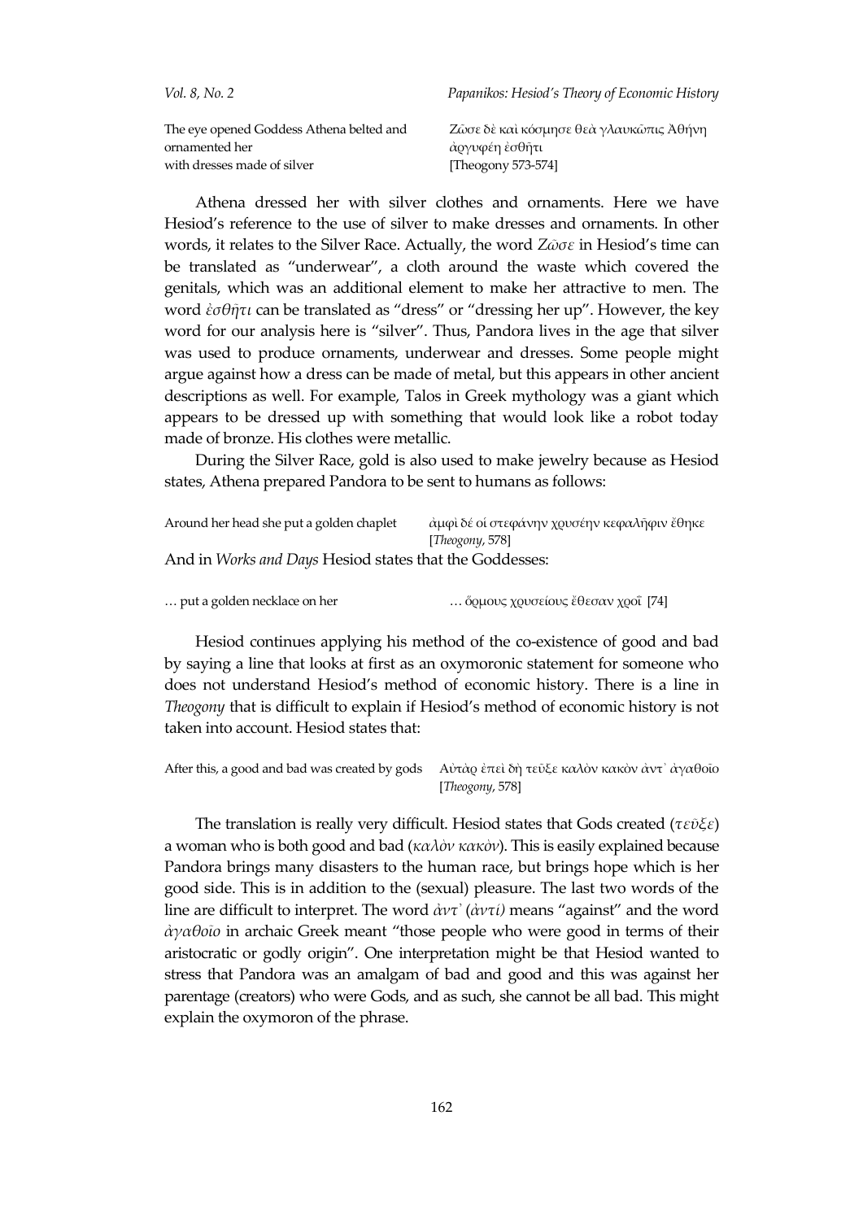| | |
|---|---|
| The eye opened Goddess Athena belted and ornamented her with dresses made of silver | Ζῶσε δὲ καὶ κόσμησε θεὰ γλαυκῶπις Ἀθήνη ἀργυφέῃ ἐσθῆτι [Theogony 573-574] |

Athena dressed her with silver clothes and ornaments. Here we have Hesiod's reference to the use of silver to make dresses and ornaments. In other words, it relates to the Silver Race. Actually, the word *Ζῶσε* in Hesiod's time can be translated as "underwear", a cloth around the waste which covered the genitals, which was an additional element to make her attractive to men. The word *ἐσθῆτι* can be translated as "dress" or "dressing her up". However, the key word for our analysis here is "silver". Thus, Pandora lives in the age that silver was used to produce ornaments, underwear and dresses. Some people might argue against how a dress can be made of metal, but this appears in other ancient descriptions as well. For example, Talos in Greek mythology was a giant which appears to be dressed up with something that would look like a robot today made of bronze. His clothes were metallic.

During the Silver Race, gold is also used to make jewelry because as Hesiod states, Athena prepared Pandora to be sent to humans as follows:

| | |
|---|---|
| Around her head she put a golden chaplet | ἀμφὶ δέ οἱ στεφάνην χρυσέην κεφαλῆφιν ἔθηκε [*Theogony*, 578] |

And in *Works and Days* Hesiod states that the Goddesses:

| | |
|---|---|
| … put a golden necklace on her | … ὅρμους χρυσείους ἔθεσαν χροΐ [74] |

Hesiod continues applying his method of the co-existence of good and bad by saying a line that looks at first as an oxymoronic statement for someone who does not understand Hesiod's method of economic history. There is a line in *Theogony* that is difficult to explain if Hesiod's method of economic history is not taken into account. Hesiod states that:

| | |
|---|---|
| After this, a good and bad was created by gods | Αὐτὰρ ἐπεὶ δὴ τεῦξε καλὸν κακὸν ἀντ᾽ ἀγαθοῖο [*Theogony*, 578] |

The translation is really very difficult. Hesiod states that Gods created (*τεῦξε*) a woman who is both good and bad (*καλὸν κακὸν*). This is easily explained because Pandora brings many disasters to the human race, but brings hope which is her good side. This is in addition to the (sexual) pleasure. The last two words of the line are difficult to interpret. The word *ἀντ᾽* (*ἀντί)* means "against" and the word *ἀγαθοῖο* in archaic Greek meant "those people who were good in terms of their aristocratic or godly origin". One interpretation might be that Hesiod wanted to stress that Pandora was an amalgam of bad and good and this was against her parentage (creators) who were Gods, and as such, she cannot be all bad. This might explain the oxymoron of the phrase.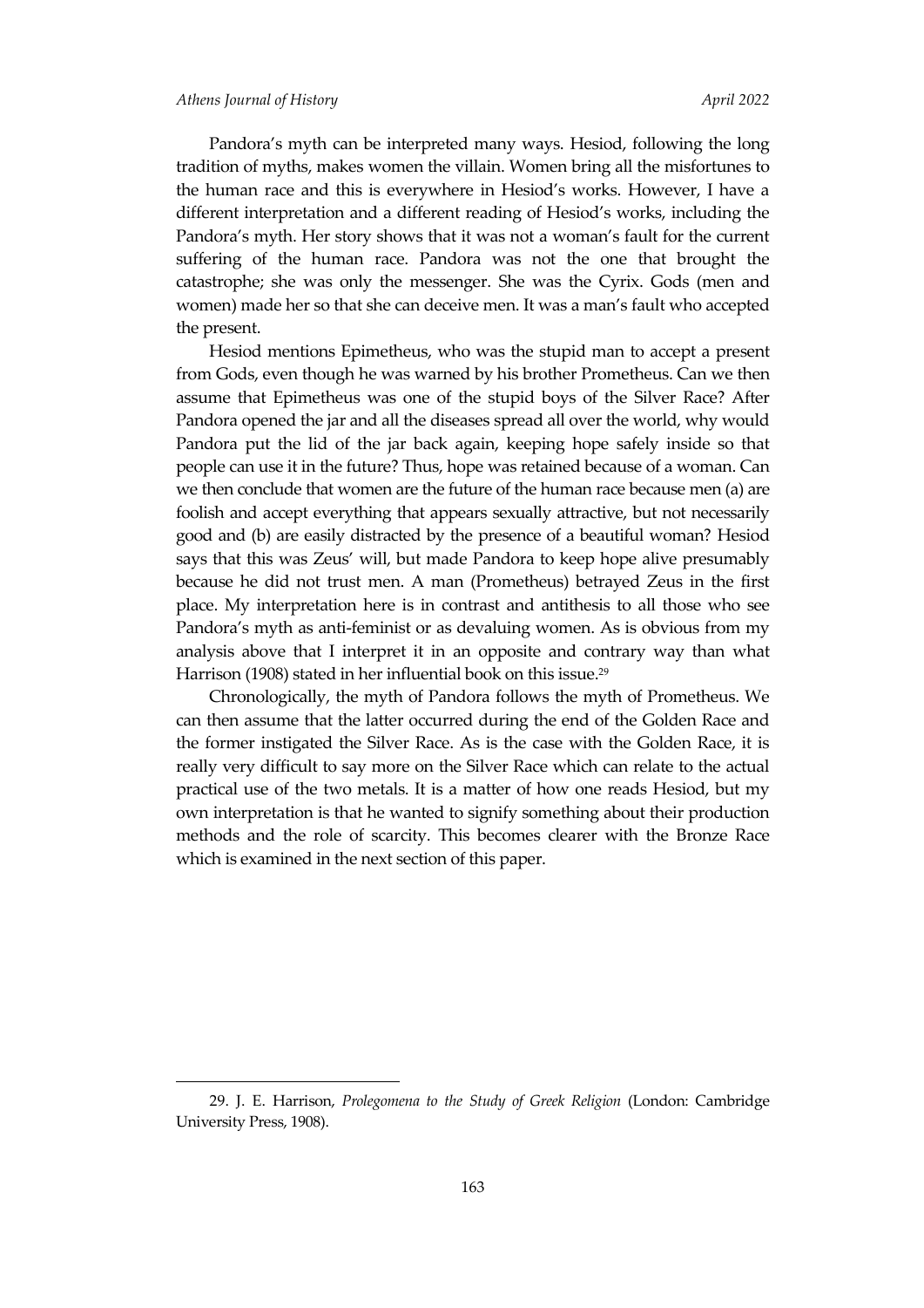Pandora's myth can be interpreted many ways. Hesiod, following the long tradition of myths, makes women the villain. Women bring all the misfortunes to the human race and this is everywhere in Hesiod's works. However, I have a different interpretation and a different reading of Hesiod's works, including the Pandora's myth. Her story shows that it was not a woman's fault for the current suffering of the human race. Pandora was not the one that brought the catastrophe; she was only the messenger. She was the Cyrix. Gods (men and women) made her so that she can deceive men. It was a man's fault who accepted the present.

Hesiod mentions Epimetheus, who was the stupid man to accept a present from Gods, even though he was warned by his brother Prometheus. Can we then assume that Epimetheus was one of the stupid boys of the Silver Race? After Pandora opened the jar and all the diseases spread all over the world, why would Pandora put the lid of the jar back again, keeping hope safely inside so that people can use it in the future? Thus, hope was retained because of a woman. Can we then conclude that women are the future of the human race because men (a) are foolish and accept everything that appears sexually attractive, but not necessarily good and (b) are easily distracted by the presence of a beautiful woman? Hesiod says that this was Zeus' will, but made Pandora to keep hope alive presumably because he did not trust men. A man (Prometheus) betrayed Zeus in the first place. My interpretation here is in contrast and antithesis to all those who see Pandora's myth as anti-feminist or as devaluing women. As is obvious from my analysis above that I interpret it in an opposite and contrary way than what Harrison (1908) stated in her influential book on this issue.[29]

Chronologically, the myth of Pandora follows the myth of Prometheus. We can then assume that the latter occurred during the end of the Golden Race and the former instigated the Silver Race. As is the case with the Golden Race, it is really very difficult to say more on the Silver Race which can relate to the actual practical use of the two metals. It is a matter of how one reads Hesiod, but my own interpretation is that he wanted to signify something about their production methods and the role of scarcity. This becomes clearer with the Bronze Race which is examined in the next section of this paper.

---

29. J. E. Harrison, *Prolegomena to the Study of Greek Religion* (London: Cambridge University Press, 1908).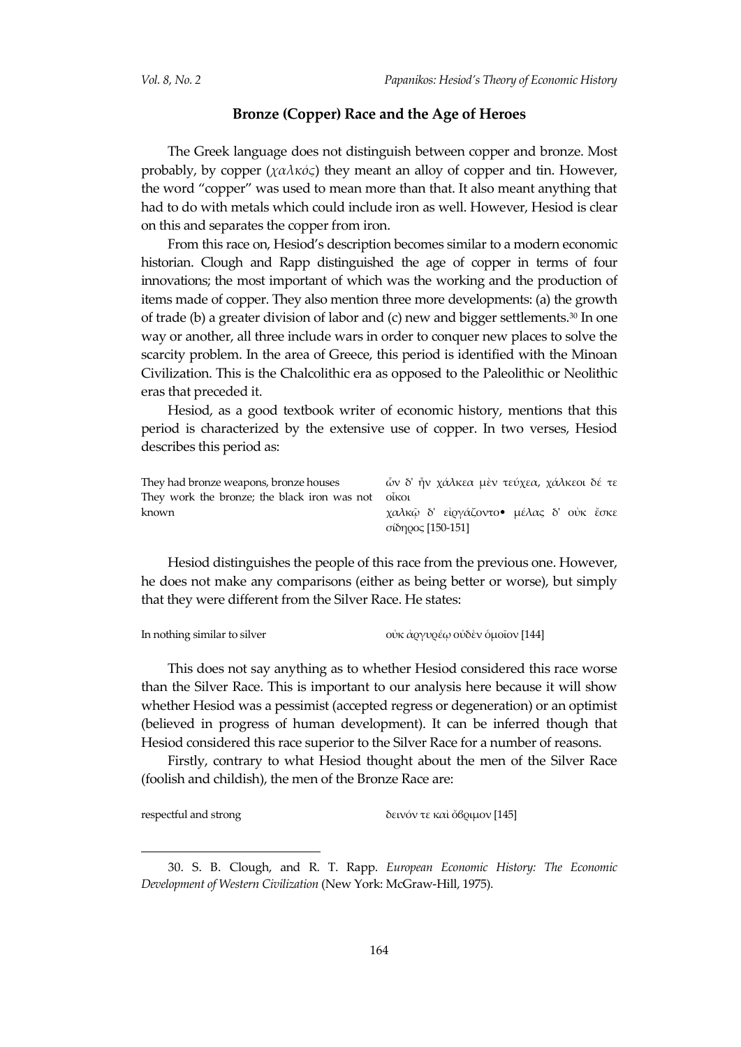## Bronze (Copper) Race and the Age of Heroes

The Greek language does not distinguish between copper and bronze. Most probably, by copper (*χαλκός*) they meant an alloy of copper and tin. However, the word "copper" was used to mean more than that. It also meant anything that had to do with metals which could include iron as well. However, Hesiod is clear on this and separates the copper from iron.

From this race on, Hesiod's description becomes similar to a modern economic historian. Clough and Rapp distinguished the age of copper in terms of four innovations; the most important of which was the working and the production of items made of copper. They also mention three more developments: (a) the growth of trade (b) a greater division of labor and (c) new and bigger settlements.[30] In one way or another, all three include wars in order to conquer new places to solve the scarcity problem. In the area of Greece, this period is identified with the Minoan Civilization. This is the Chalcolithic era as opposed to the Paleolithic or Neolithic eras that preceded it.

Hesiod, as a good textbook writer of economic history, mentions that this period is characterized by the extensive use of copper. In two verses, Hesiod describes this period as:

| | |
|---|---|
| They had bronze weapons, bronze houses<br>They work the bronze; the black iron was not known | ὧν δ' ἦν χάλκεα μὲν τεύχεα, χάλκεοι δέ τε οἶκοι<br>χαλκῷ δ' εἰργάζοντο• μέλας δ' οὐκ ἔσκε σίδηρος [150-151] |

Hesiod distinguishes the people of this race from the previous one. However, he does not make any comparisons (either as being better or worse), but simply that they were different from the Silver Race. He states:

| | |
|---|---|
| In nothing similar to silver | οὐκ ἀργυρέῳ οὐδὲν ὁμοῖον [144] |

This does not say anything as to whether Hesiod considered this race worse than the Silver Race. This is important to our analysis here because it will show whether Hesiod was a pessimist (accepted regress or degeneration) or an optimist (believed in progress of human development). It can be inferred though that Hesiod considered this race superior to the Silver Race for a number of reasons.

Firstly, contrary to what Hesiod thought about the men of the Silver Race (foolish and childish), the men of the Bronze Race are:

| | |
|---|---|
| respectful and strong | δεινόν τε καὶ ὄβριμον [145] |

---

30. S. B. Clough, and R. T. Rapp. *European Economic History: The Economic Development of Western Civilization* (New York: McGraw-Hill, 1975).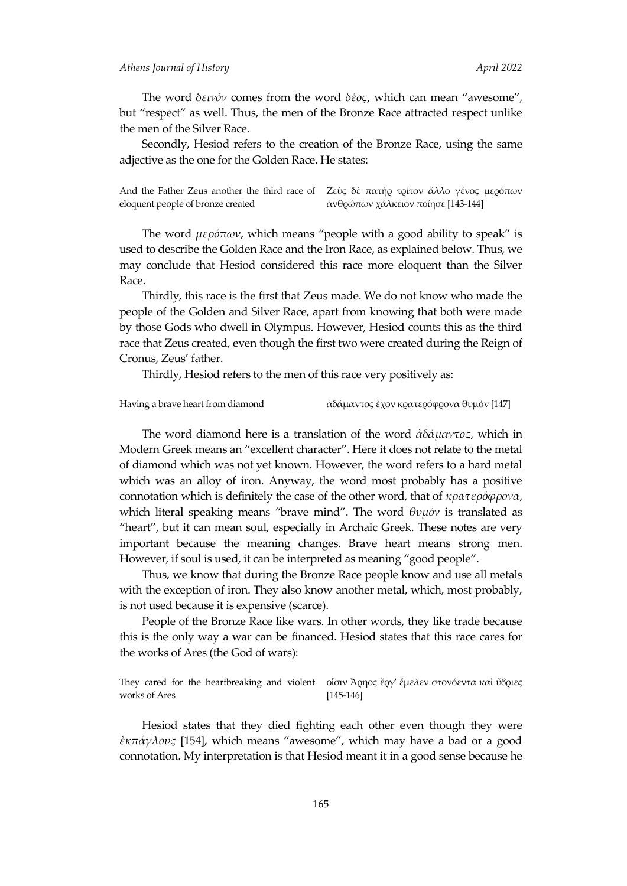The word *δεινόν* comes from the word *δέος*, which can mean "awesome", but "respect" as well. Thus, the men of the Bronze Race attracted respect unlike the men of the Silver Race.

Secondly, Hesiod refers to the creation of the Bronze Race, using the same adjective as the one for the Golden Race. He states:

| | |
|---|---|
| And the Father Zeus another the third race of eloquent people of bronze created | Ζεὺς δὲ πατὴρ τρίτον ἄλλο γένος μερόπων ἀνθρώπων χάλκειον ποίησε [143-144] |

The word *μερόπων*, which means "people with a good ability to speak" is used to describe the Golden Race and the Iron Race, as explained below. Thus, we may conclude that Hesiod considered this race more eloquent than the Silver Race.

Thirdly, this race is the first that Zeus made. We do not know who made the people of the Golden and Silver Race, apart from knowing that both were made by those Gods who dwell in Olympus. However, Hesiod counts this as the third race that Zeus created, even though the first two were created during the Reign of Cronus, Zeus' father.

Thirdly, Hesiod refers to the men of this race very positively as:

| | |
|---|---|
| Having a brave heart from diamond | ἀδάμαντος ἔχον κρατερόφρονα θυμόν [147] |

The word diamond here is a translation of the word *ἀδάμαντος*, which in Modern Greek means an "excellent character". Here it does not relate to the metal of diamond which was not yet known. However, the word refers to a hard metal which was an alloy of iron. Anyway, the word most probably has a positive connotation which is definitely the case of the other word, that of *κρατερόφρονα*, which literal speaking means "brave mind". The word *θυμόν* is translated as "heart", but it can mean soul, especially in Archaic Greek. These notes are very important because the meaning changes. Brave heart means strong men. However, if soul is used, it can be interpreted as meaning "good people".

Thus, we know that during the Bronze Race people know and use all metals with the exception of iron. They also know another metal, which, most probably, is not used because it is expensive (scarce).

People of the Bronze Race like wars. In other words, they like trade because this is the only way a war can be financed. Hesiod states that this race cares for the works of Ares (the God of wars):

| | |
|---|---|
| They cared for the heartbreaking and violent works of Ares | οἷσιν Ἄρηος ἔργ' ἔμελεν στονόεντα καὶ ὕβριες [145-146] |

Hesiod states that they died fighting each other even though they were *ἐκπάγλους* [154], which means "awesome", which may have a bad or a good connotation. My interpretation is that Hesiod meant it in a good sense because he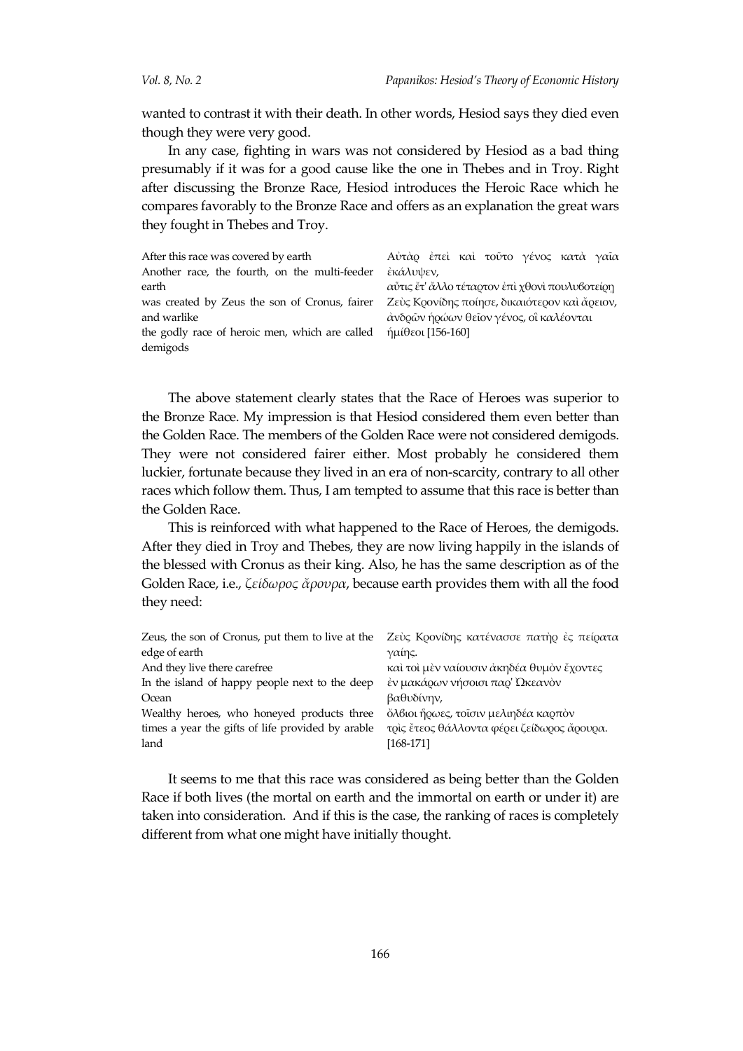wanted to contrast it with their death. In other words, Hesiod says they died even though they were very good.

In any case, fighting in wars was not considered by Hesiod as a bad thing presumably if it was for a good cause like the one in Thebes and in Troy. Right after discussing the Bronze Race, Hesiod introduces the Heroic Race which he compares favorably to the Bronze Race and offers as an explanation the great wars they fought in Thebes and Troy.

| | |
|---|---|
| After this race was covered by earth<br>Another race, the fourth, on the multi-feeder earth<br>was created by Zeus the son of Cronus, fairer and warlike<br>the godly race of heroic men, which are called demigods | Αὐτὰρ ἐπεὶ καὶ τοῦτο γένος κατὰ γαῖα ἐκάλυψεν,<br>αὖτις ἔτ' ἄλλο τέταρτον ἐπὶ χθονὶ πουλυβοτείρῃ<br>Ζεὺς Κρονίδης ποίησε, δικαιότερον καὶ ἄρειον,<br>ἀνδρῶν ἡρώων θεῖον γένος, οἳ καλέονται<br>ἡμίθεοι [156-160] |

The above statement clearly states that the Race of Heroes was superior to the Bronze Race. My impression is that Hesiod considered them even better than the Golden Race. The members of the Golden Race were not considered demigods. They were not considered fairer either. Most probably he considered them luckier, fortunate because they lived in an era of non-scarcity, contrary to all other races which follow them. Thus, I am tempted to assume that this race is better than the Golden Race.

This is reinforced with what happened to the Race of Heroes, the demigods. After they died in Troy and Thebes, they are now living happily in the islands of the blessed with Cronus as their king. Also, he has the same description as of the Golden Race, i.e., *ζείδωρος ἄρουρα*, because earth provides them with all the food they need:

| | |
|---|---|
| Zeus, the son of Cronus, put them to live at the edge of earth<br>And they live there carefree<br>In the island of happy people next to the deep Ocean<br>Wealthy heroes, who honeyed products three times a year the gifts of life provided by arable land | Ζεὺς Κρονίδης κατένασσε πατὴρ ἐς πείρατα γαίης.<br>καὶ τοὶ μὲν ναίουσιν ἀκηδέα θυμὸν ἔχοντες<br>ἐν μακάρων νήσοισι παρ' Ὠκεανὸν βαθυδίνην,<br>ὄλβιοι ἥρωες, τοῖσιν μελιηδέα καρπὸν<br>τρὶς ἔτεος θάλλοντα φέρει ζείδωρος ἄρουρα. [168-171] |

It seems to me that this race was considered as being better than the Golden Race if both lives (the mortal on earth and the immortal on earth or under it) are taken into consideration. And if this is the case, the ranking of races is completely different from what one might have initially thought.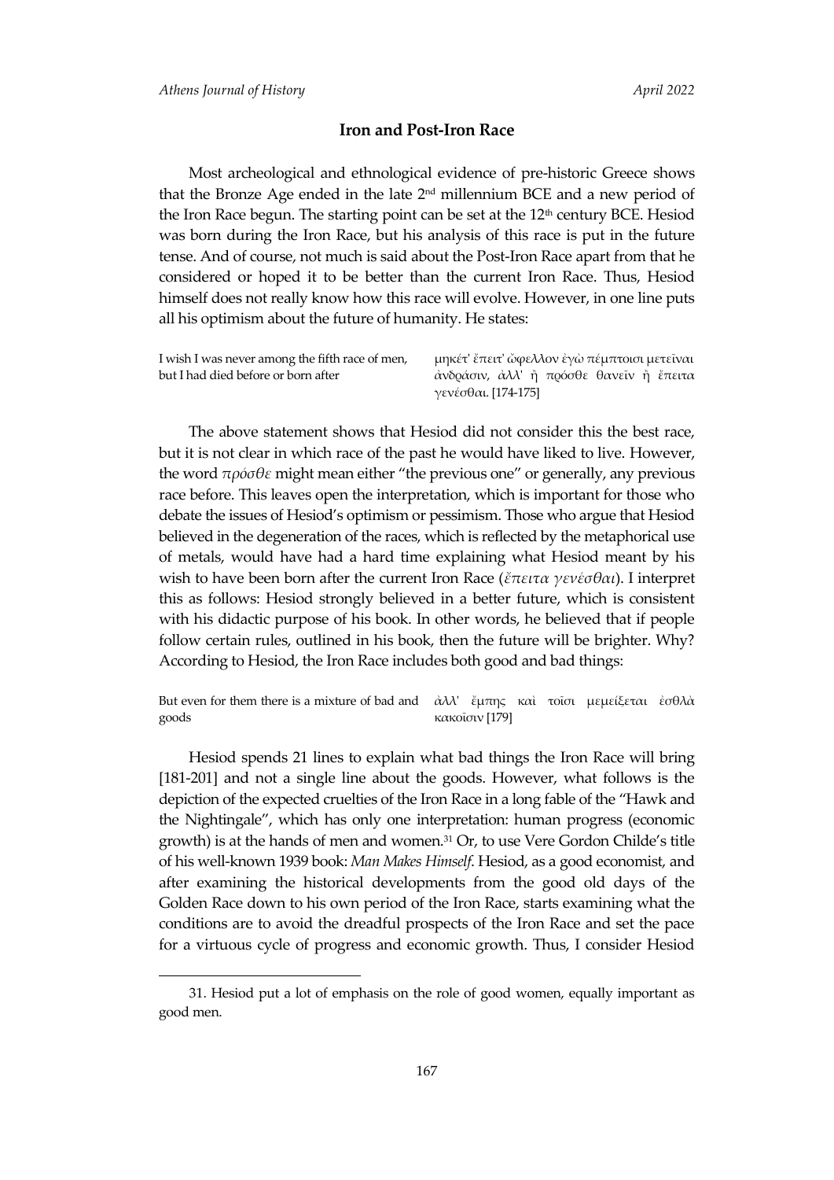## Iron and Post-Iron Race

Most archeological and ethnological evidence of pre-historic Greece shows that the Bronze Age ended in the late 2nd millennium BCE and a new period of the Iron Race begun. The starting point can be set at the 12th century BCE. Hesiod was born during the Iron Race, but his analysis of this race is put in the future tense. And of course, not much is said about the Post-Iron Race apart from that he considered or hoped it to be better than the current Iron Race. Thus, Hesiod himself does not really know how this race will evolve. However, in one line puts all his optimism about the future of humanity. He states:

| | |
|---|---|
| I wish I was never among the fifth race of men, but I had died before or born after | μηκέτ' ἔπειτ' ὤφελλον ἐγὼ πέμπτοισι μετεῖναι ἀνδράσιν, ἀλλ' ἢ πρόσθε θανεῖν ἢ ἔπειτα γενέσθαι. [174-175] |

The above statement shows that Hesiod did not consider this the best race, but it is not clear in which race of the past he would have liked to live. However, the word *πρόσθε* might mean either "the previous one" or generally, any previous race before. This leaves open the interpretation, which is important for those who debate the issues of Hesiod's optimism or pessimism. Those who argue that Hesiod believed in the degeneration of the races, which is reflected by the metaphorical use of metals, would have had a hard time explaining what Hesiod meant by his wish to have been born after the current Iron Race (*ἔπειτα γενέσθαι*). I interpret this as follows: Hesiod strongly believed in a better future, which is consistent with his didactic purpose of his book. In other words, he believed that if people follow certain rules, outlined in his book, then the future will be brighter. Why? According to Hesiod, the Iron Race includes both good and bad things:

| | |
|---|---|
| But even for them there is a mixture of bad and goods | ἀλλ' ἔμπης καὶ τοῖσι μεμείξεται ἐσθλὰ κακοῖσιν [179] |

Hesiod spends 21 lines to explain what bad things the Iron Race will bring [181-201] and not a single line about the goods. However, what follows is the depiction of the expected cruelties of the Iron Race in a long fable of the "Hawk and the Nightingale", which has only one interpretation: human progress (economic growth) is at the hands of men and women.[31] Or, to use Vere Gordon Childe's title of his well-known 1939 book: *Man Makes Himself*. Hesiod, as a good economist, and after examining the historical developments from the good old days of the Golden Race down to his own period of the Iron Race, starts examining what the conditions are to avoid the dreadful prospects of the Iron Race and set the pace for a virtuous cycle of progress and economic growth. Thus, I consider Hesiod

---

31. Hesiod put a lot of emphasis on the role of good women, equally important as good men.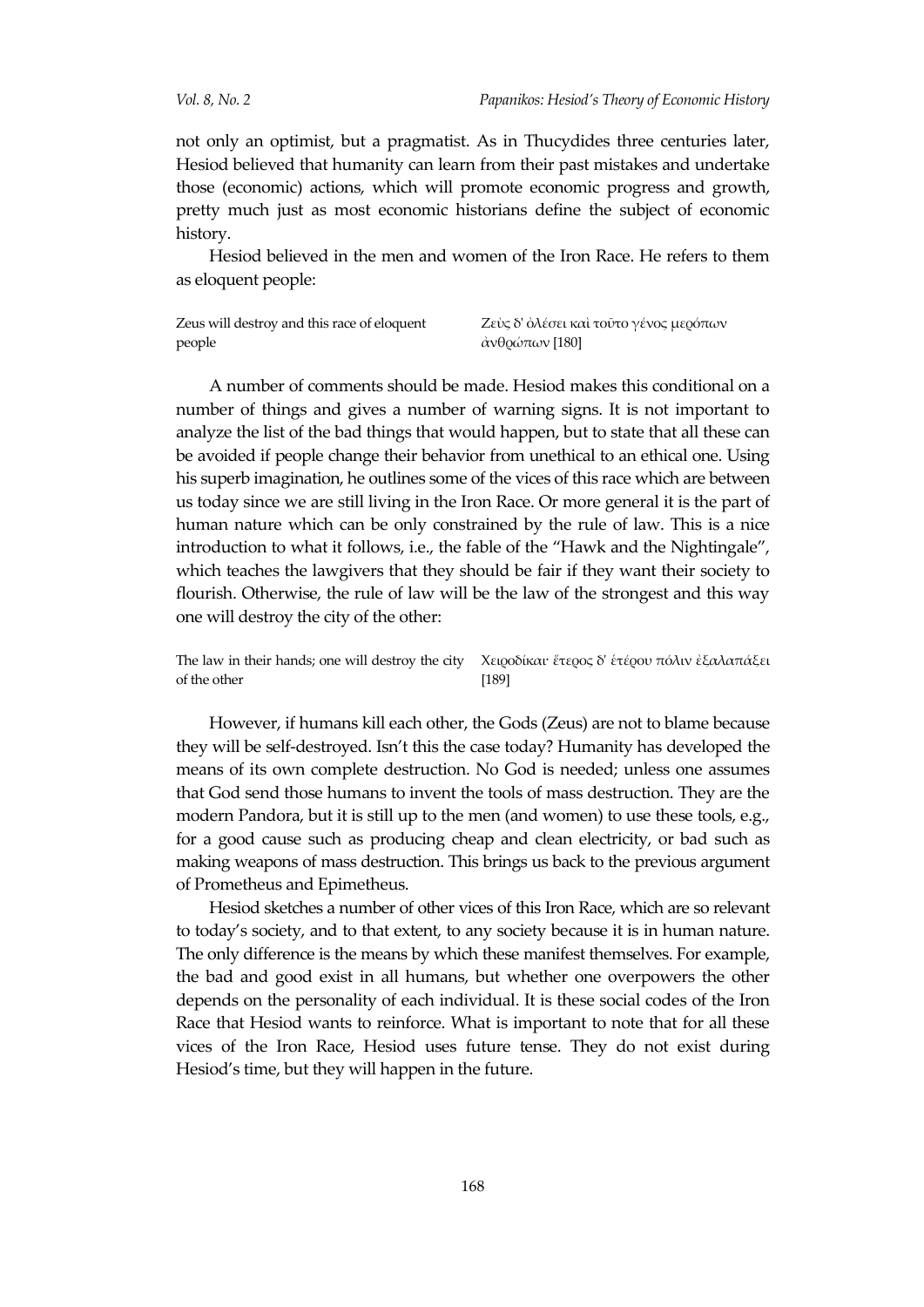not only an optimist, but a pragmatist. As in Thucydides three centuries later, Hesiod believed that humanity can learn from their past mistakes and undertake those (economic) actions, which will promote economic progress and growth, pretty much just as most economic historians define the subject of economic history.

Hesiod believed in the men and women of the Iron Race. He refers to them as eloquent people:

| | |
|---|---|
| Zeus will destroy and this race of eloquent people | Ζεὺς δ' ὀλέσει καὶ τοῦτο γένος μερόπων ἀνθρώπων [180] |

A number of comments should be made. Hesiod makes this conditional on a number of things and gives a number of warning signs. It is not important to analyze the list of the bad things that would happen, but to state that all these can be avoided if people change their behavior from unethical to an ethical one. Using his superb imagination, he outlines some of the vices of this race which are between us today since we are still living in the Iron Race. Or more general it is the part of human nature which can be only constrained by the rule of law. This is a nice introduction to what it follows, i.e., the fable of the "Hawk and the Nightingale", which teaches the lawgivers that they should be fair if they want their society to flourish. Otherwise, the rule of law will be the law of the strongest and this way one will destroy the city of the other:

| | |
|---|---|
| The law in their hands; one will destroy the city of the other | Χειροδίκαι· ἕτερος δ' ἑτέρου πόλιν ἐξαλαπάξει [189] |

However, if humans kill each other, the Gods (Zeus) are not to blame because they will be self-destroyed. Isn't this the case today? Humanity has developed the means of its own complete destruction. No God is needed; unless one assumes that God send those humans to invent the tools of mass destruction. They are the modern Pandora, but it is still up to the men (and women) to use these tools, e.g., for a good cause such as producing cheap and clean electricity, or bad such as making weapons of mass destruction. This brings us back to the previous argument of Prometheus and Epimetheus.

Hesiod sketches a number of other vices of this Iron Race, which are so relevant to today's society, and to that extent, to any society because it is in human nature. The only difference is the means by which these manifest themselves. For example, the bad and good exist in all humans, but whether one overpowers the other depends on the personality of each individual. It is these social codes of the Iron Race that Hesiod wants to reinforce. What is important to note that for all these vices of the Iron Race, Hesiod uses future tense. They do not exist during Hesiod's time, but they will happen in the future.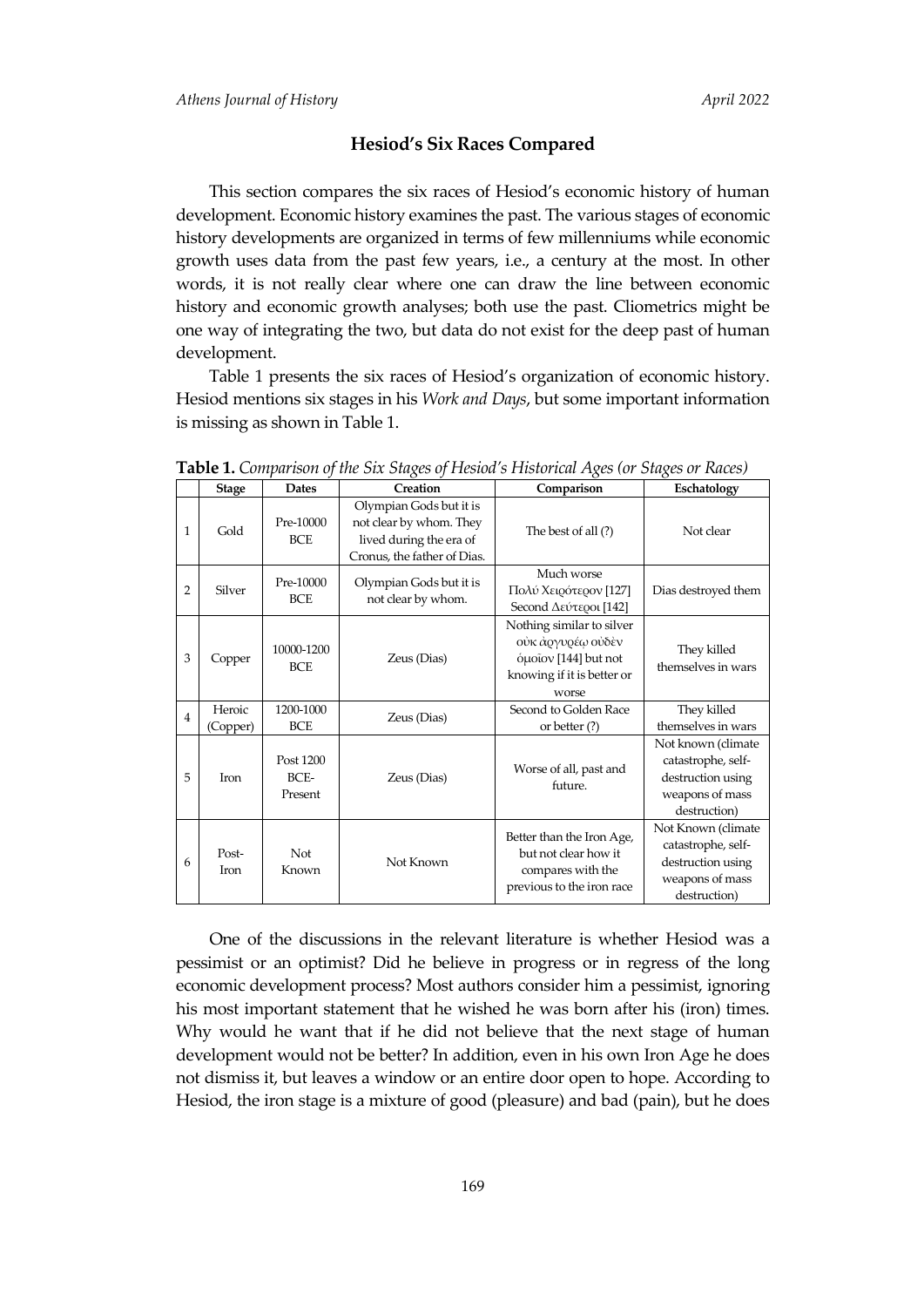## Hesiod's Six Races Compared

This section compares the six races of Hesiod's economic history of human development. Economic history examines the past. The various stages of economic history developments are organized in terms of few millenniums while economic growth uses data from the past few years, i.e., a century at the most. In other words, it is not really clear where one can draw the line between economic history and economic growth analyses; both use the past. Cliometrics might be one way of integrating the two, but data do not exist for the deep past of human development.

Table 1 presents the six races of Hesiod's organization of economic history. Hesiod mentions six stages in his *Work and Days*, but some important information is missing as shown in Table 1.

**Table 1.** *Comparison of the Six Stages of Hesiod's Historical Ages (or Stages or Races)*

| | Stage | Dates | Creation | Comparison | Eschatology |
|---|---|---|---|---|---|
| 1 | Gold | Pre-10000 BCE | Olympian Gods but it is not clear by whom. They lived during the era of Cronus, the father of Dias. | The best of all (?) | Not clear |
| 2 | Silver | Pre-10000 BCE | Olympian Gods but it is not clear by whom. | Much worse Πολύ Χειρότερον [127] Second Δεύτεροι [142] | Dias destroyed them |
| 3 | Copper | 10000-1200 BCE | Zeus (Dias) | Nothing similar to silver οὐκ ἀργυρέῳ οὐδὲν ὁμοῖον [144] but not knowing if it is better or worse | They killed themselves in wars |
| 4 | Heroic (Copper) | 1200-1000 BCE | Zeus (Dias) | Second to Golden Race or better (?) | They killed themselves in wars |
| 5 | Iron | Post 1200 BCE-Present | Zeus (Dias) | Worse of all, past and future. | Not known (climate catastrophe, self-destruction using weapons of mass destruction) |
| 6 | Post-Iron | Not Known | Not Known | Better than the Iron Age, but not clear how it compares with the previous to the iron race | Not Known (climate catastrophe, self-destruction using weapons of mass destruction) |

One of the discussions in the relevant literature is whether Hesiod was a pessimist or an optimist? Did he believe in progress or in regress of the long economic development process? Most authors consider him a pessimist, ignoring his most important statement that he wished he was born after his (iron) times. Why would he want that if he did not believe that the next stage of human development would not be better? In addition, even in his own Iron Age he does not dismiss it, but leaves a window or an entire door open to hope. According to Hesiod, the iron stage is a mixture of good (pleasure) and bad (pain), but he does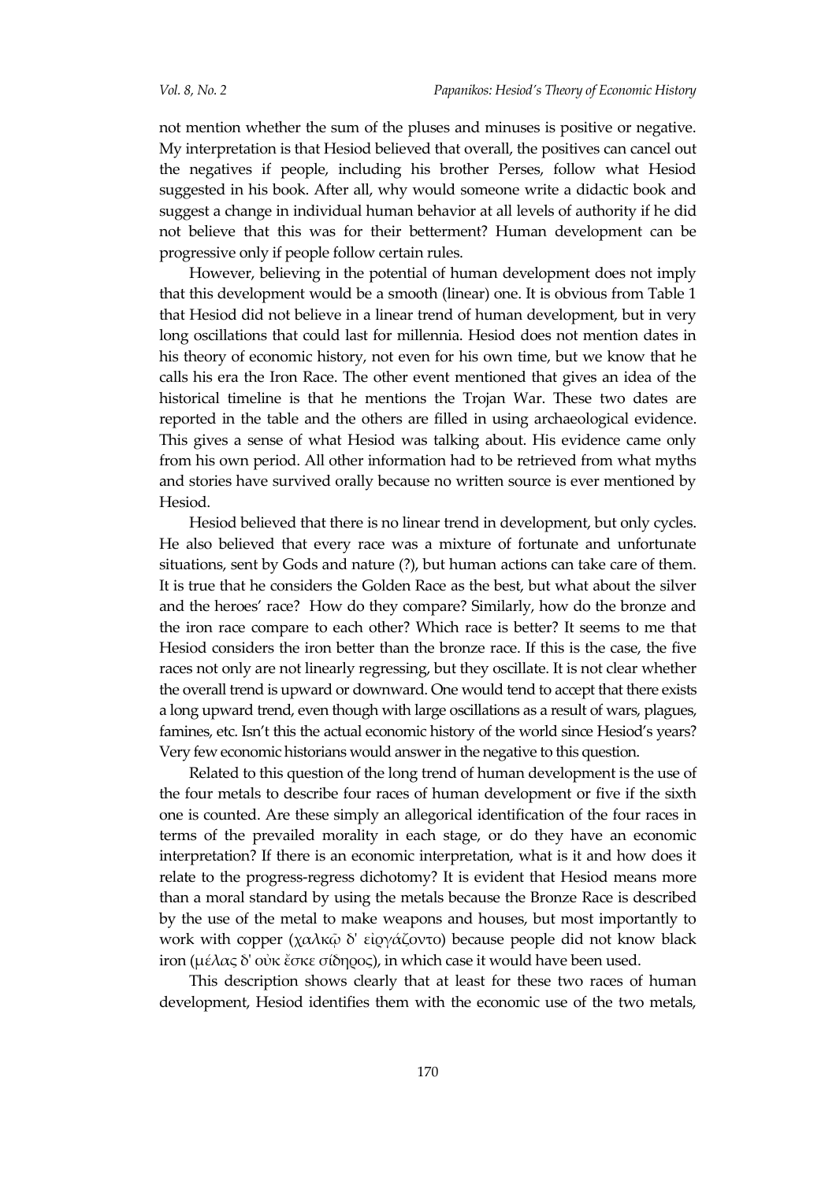not mention whether the sum of the pluses and minuses is positive or negative. My interpretation is that Hesiod believed that overall, the positives can cancel out the negatives if people, including his brother Perses, follow what Hesiod suggested in his book. After all, why would someone write a didactic book and suggest a change in individual human behavior at all levels of authority if he did not believe that this was for their betterment? Human development can be progressive only if people follow certain rules.

However, believing in the potential of human development does not imply that this development would be a smooth (linear) one. It is obvious from Table 1 that Hesiod did not believe in a linear trend of human development, but in very long oscillations that could last for millennia. Hesiod does not mention dates in his theory of economic history, not even for his own time, but we know that he calls his era the Iron Race. The other event mentioned that gives an idea of the historical timeline is that he mentions the Trojan War. These two dates are reported in the table and the others are filled in using archaeological evidence. This gives a sense of what Hesiod was talking about. His evidence came only from his own period. All other information had to be retrieved from what myths and stories have survived orally because no written source is ever mentioned by Hesiod.

Hesiod believed that there is no linear trend in development, but only cycles. He also believed that every race was a mixture of fortunate and unfortunate situations, sent by Gods and nature (?), but human actions can take care of them. It is true that he considers the Golden Race as the best, but what about the silver and the heroes' race? How do they compare? Similarly, how do the bronze and the iron race compare to each other? Which race is better? It seems to me that Hesiod considers the iron better than the bronze race. If this is the case, the five races not only are not linearly regressing, but they oscillate. It is not clear whether the overall trend is upward or downward. One would tend to accept that there exists a long upward trend, even though with large oscillations as a result of wars, plagues, famines, etc. Isn't this the actual economic history of the world since Hesiod's years? Very few economic historians would answer in the negative to this question.

Related to this question of the long trend of human development is the use of the four metals to describe four races of human development or five if the sixth one is counted. Are these simply an allegorical identification of the four races in terms of the prevailed morality in each stage, or do they have an economic interpretation? If there is an economic interpretation, what is it and how does it relate to the progress-regress dichotomy? It is evident that Hesiod means more than a moral standard by using the metals because the Bronze Race is described by the use of the metal to make weapons and houses, but most importantly to work with copper (χαλκῷ δ' εἰργάζοντο) because people did not know black iron (μέλας δ' οὐκ ἔσκε σίδηρος), in which case it would have been used.

This description shows clearly that at least for these two races of human development, Hesiod identifies them with the economic use of the two metals,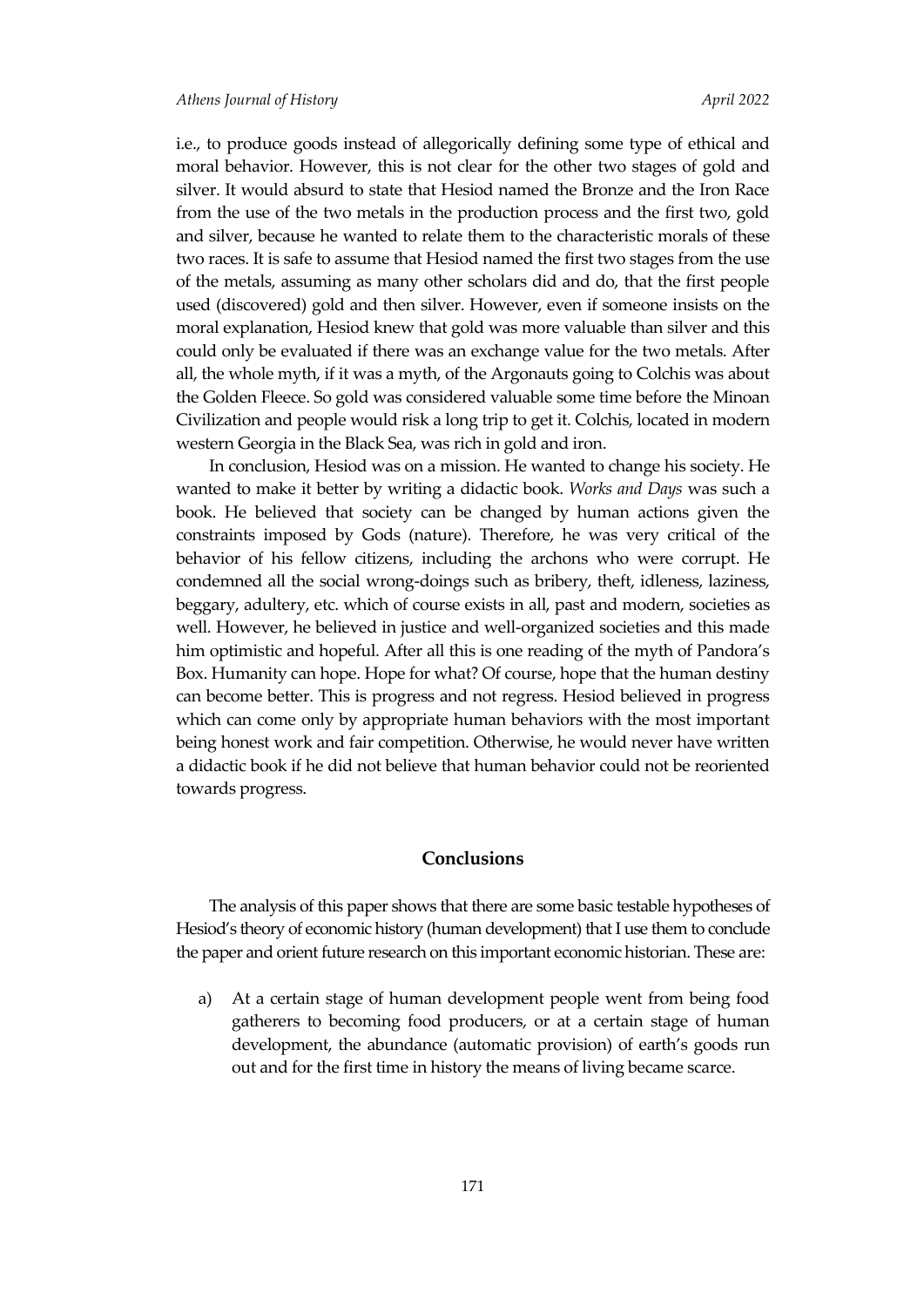i.e., to produce goods instead of allegorically defining some type of ethical and moral behavior. However, this is not clear for the other two stages of gold and silver. It would absurd to state that Hesiod named the Bronze and the Iron Race from the use of the two metals in the production process and the first two, gold and silver, because he wanted to relate them to the characteristic morals of these two races. It is safe to assume that Hesiod named the first two stages from the use of the metals, assuming as many other scholars did and do, that the first people used (discovered) gold and then silver. However, even if someone insists on the moral explanation, Hesiod knew that gold was more valuable than silver and this could only be evaluated if there was an exchange value for the two metals. After all, the whole myth, if it was a myth, of the Argonauts going to Colchis was about the Golden Fleece. So gold was considered valuable some time before the Minoan Civilization and people would risk a long trip to get it. Colchis, located in modern western Georgia in the Black Sea, was rich in gold and iron.

In conclusion, Hesiod was on a mission. He wanted to change his society. He wanted to make it better by writing a didactic book. *Works and Days* was such a book. He believed that society can be changed by human actions given the constraints imposed by Gods (nature). Therefore, he was very critical of the behavior of his fellow citizens, including the archons who were corrupt. He condemned all the social wrong-doings such as bribery, theft, idleness, laziness, beggary, adultery, etc. which of course exists in all, past and modern, societies as well. However, he believed in justice and well-organized societies and this made him optimistic and hopeful. After all this is one reading of the myth of Pandora's Box. Humanity can hope. Hope for what? Of course, hope that the human destiny can become better. This is progress and not regress. Hesiod believed in progress which can come only by appropriate human behaviors with the most important being honest work and fair competition. Otherwise, he would never have written a didactic book if he did not believe that human behavior could not be reoriented towards progress.

## Conclusions

The analysis of this paper shows that there are some basic testable hypotheses of Hesiod's theory of economic history (human development) that I use them to conclude the paper and orient future research on this important economic historian. These are:

a) At a certain stage of human development people went from being food gatherers to becoming food producers, or at a certain stage of human development, the abundance (automatic provision) of earth's goods run out and for the first time in history the means of living became scarce.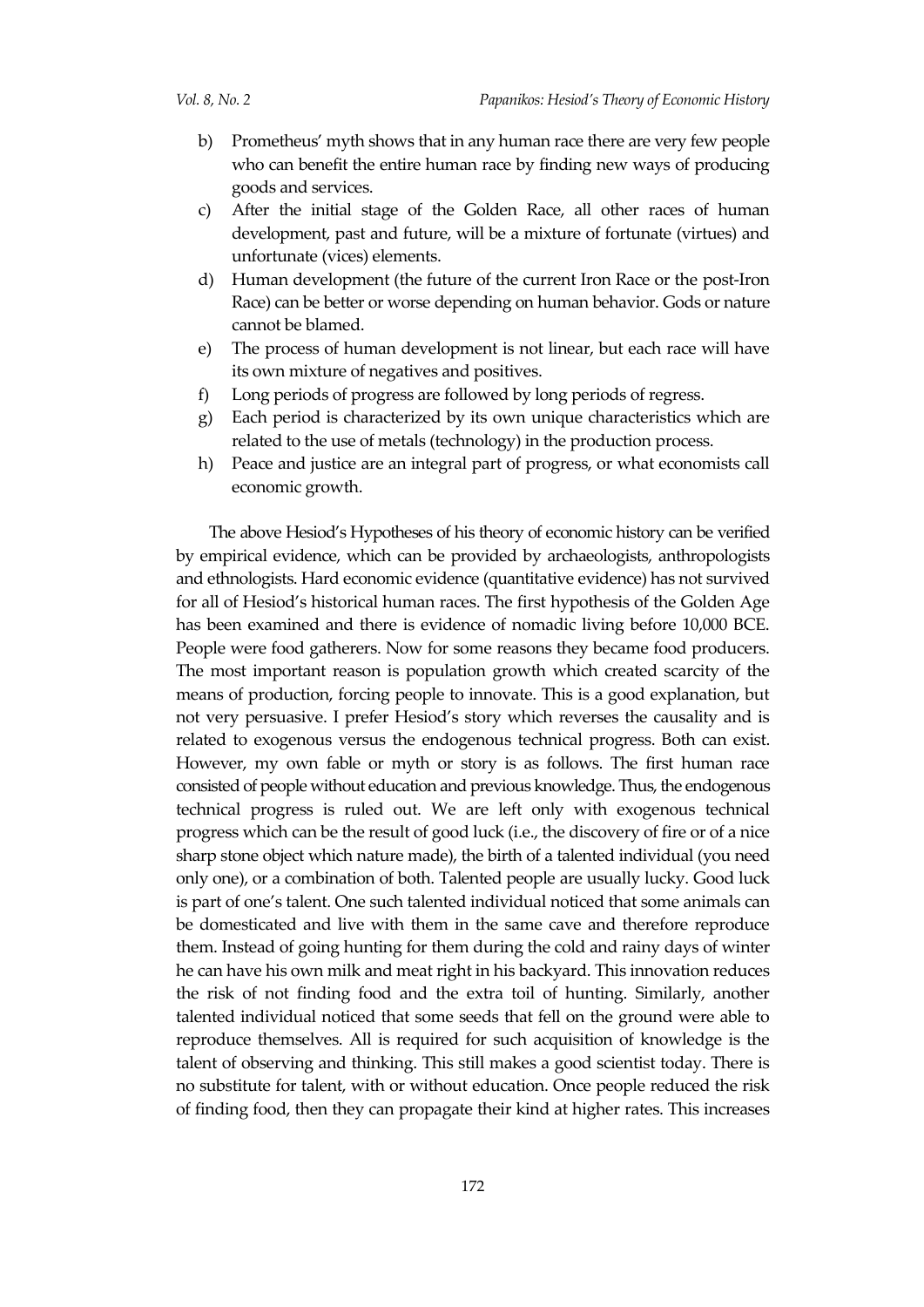b) Prometheus' myth shows that in any human race there are very few people who can benefit the entire human race by finding new ways of producing goods and services.
c) After the initial stage of the Golden Race, all other races of human development, past and future, will be a mixture of fortunate (virtues) and unfortunate (vices) elements.
d) Human development (the future of the current Iron Race or the post-Iron Race) can be better or worse depending on human behavior. Gods or nature cannot be blamed.
e) The process of human development is not linear, but each race will have its own mixture of negatives and positives.
f) Long periods of progress are followed by long periods of regress.
g) Each period is characterized by its own unique characteristics which are related to the use of metals (technology) in the production process.
h) Peace and justice are an integral part of progress, or what economists call economic growth.

The above Hesiod's Hypotheses of his theory of economic history can be verified by empirical evidence, which can be provided by archaeologists, anthropologists and ethnologists. Hard economic evidence (quantitative evidence) has not survived for all of Hesiod's historical human races. The first hypothesis of the Golden Age has been examined and there is evidence of nomadic living before 10,000 BCE. People were food gatherers. Now for some reasons they became food producers. The most important reason is population growth which created scarcity of the means of production, forcing people to innovate. This is a good explanation, but not very persuasive. I prefer Hesiod's story which reverses the causality and is related to exogenous versus the endogenous technical progress. Both can exist. However, my own fable or myth or story is as follows. The first human race consisted of people without education and previous knowledge. Thus, the endogenous technical progress is ruled out. We are left only with exogenous technical progress which can be the result of good luck (i.e., the discovery of fire or of a nice sharp stone object which nature made), the birth of a talented individual (you need only one), or a combination of both. Talented people are usually lucky. Good luck is part of one's talent. One such talented individual noticed that some animals can be domesticated and live with them in the same cave and therefore reproduce them. Instead of going hunting for them during the cold and rainy days of winter he can have his own milk and meat right in his backyard. This innovation reduces the risk of not finding food and the extra toil of hunting. Similarly, another talented individual noticed that some seeds that fell on the ground were able to reproduce themselves. All is required for such acquisition of knowledge is the talent of observing and thinking. This still makes a good scientist today. There is no substitute for talent, with or without education. Once people reduced the risk of finding food, then they can propagate their kind at higher rates. This increases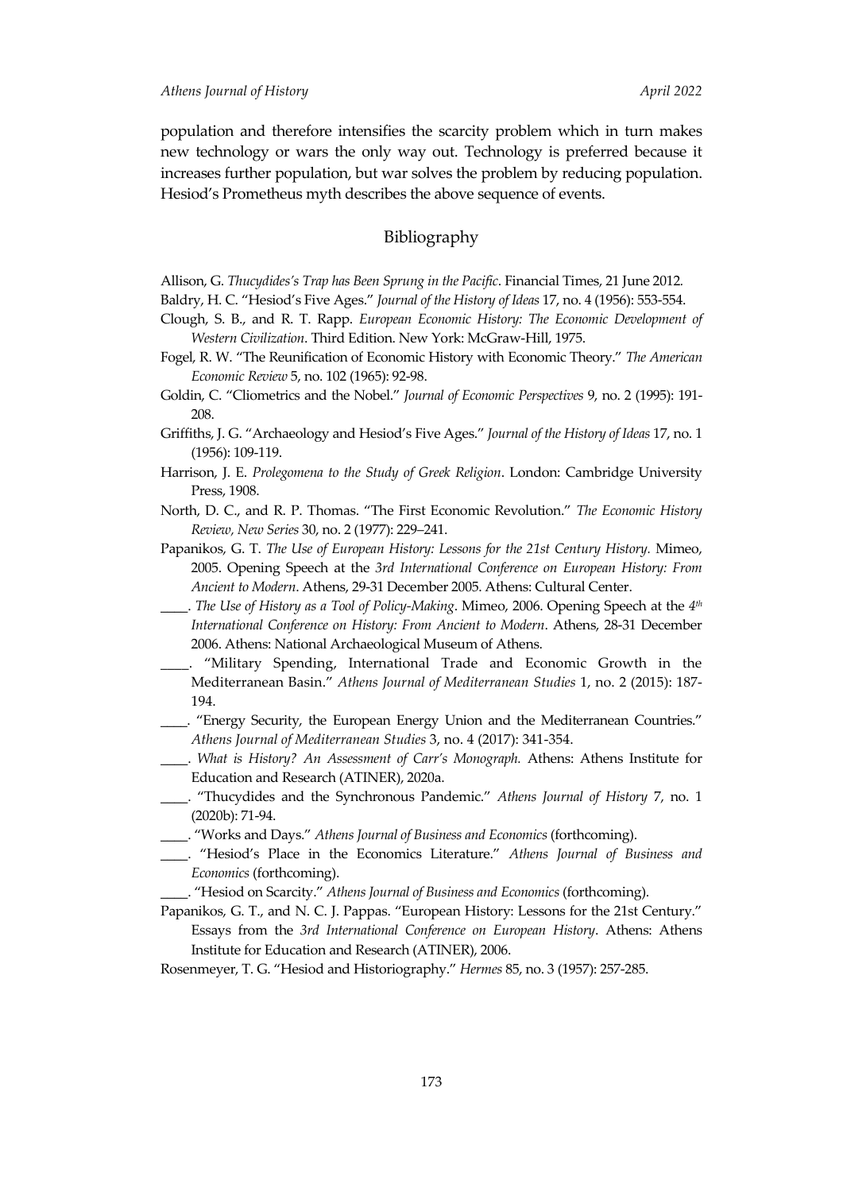population and therefore intensifies the scarcity problem which in turn makes new technology or wars the only way out. Technology is preferred because it increases further population, but war solves the problem by reducing population. Hesiod's Prometheus myth describes the above sequence of events.

## Bibliography

Allison, G. *Thucydides's Trap has Been Sprung in the Pacific*. Financial Times, 21 June 2012.

Baldry, H. C. "Hesiod's Five Ages." *Journal of the History of Ideas* 17, no. 4 (1956): 553-554.

Clough, S. B., and R. T. Rapp. *European Economic History: The Economic Development of Western Civilization*. Third Edition. New York: McGraw-Hill, 1975.

Fogel, R. W. "The Reunification of Economic History with Economic Theory." *The American Economic Review* 5, no. 102 (1965): 92-98.

Goldin, C. "Cliometrics and the Nobel." *Journal of Economic Perspectives* 9, no. 2 (1995): 191-208.

Griffiths, J. G. "Archaeology and Hesiod's Five Ages." *Journal of the History of Ideas* 17, no. 1 (1956): 109-119.

Harrison, J. E. *Prolegomena to the Study of Greek Religion*. London: Cambridge University Press, 1908.

North, D. C., and R. P. Thomas. "The First Economic Revolution." *The Economic History Review, New Series* 30, no. 2 (1977): 229–241.

Papanikos, G. T. *The Use of European History: Lessons for the 21st Century History.* Mimeo, 2005. Opening Speech at the *3rd International Conference on European History: From Ancient to Modern*. Athens, 29-31 December 2005. Athens: Cultural Center.

____. *The Use of History as a Tool of Policy-Making*. Mimeo, 2006. Opening Speech at the *4th International Conference on History: From Ancient to Modern*. Athens, 28-31 December 2006. Athens: National Archaeological Museum of Athens.

____. "Military Spending, International Trade and Economic Growth in the Mediterranean Basin." *Athens Journal of Mediterranean Studies* 1, no. 2 (2015): 187-194.

____. "Energy Security, the European Energy Union and the Mediterranean Countries." *Athens Journal of Mediterranean Studies* 3, no. 4 (2017): 341-354.

____. *What is History? An Assessment of Carr's Monograph.* Athens: Athens Institute for Education and Research (ATINER), 2020a.

____. "Thucydides and the Synchronous Pandemic." *Athens Journal of History* 7, no. 1 (2020b): 71-94.

____. "Works and Days." *Athens Journal of Business and Economics* (forthcoming).

____. "Hesiod's Place in the Economics Literature." *Athens Journal of Business and Economics* (forthcoming).

____. "Hesiod on Scarcity." *Athens Journal of Business and Economics* (forthcoming).

Papanikos, G. T., and N. C. J. Pappas. "European History: Lessons for the 21st Century." Essays from the *3rd International Conference on European History*. Athens: Athens Institute for Education and Research (ATINER), 2006.

Rosenmeyer, T. G. "Hesiod and Historiography." *Hermes* 85, no. 3 (1957): 257-285.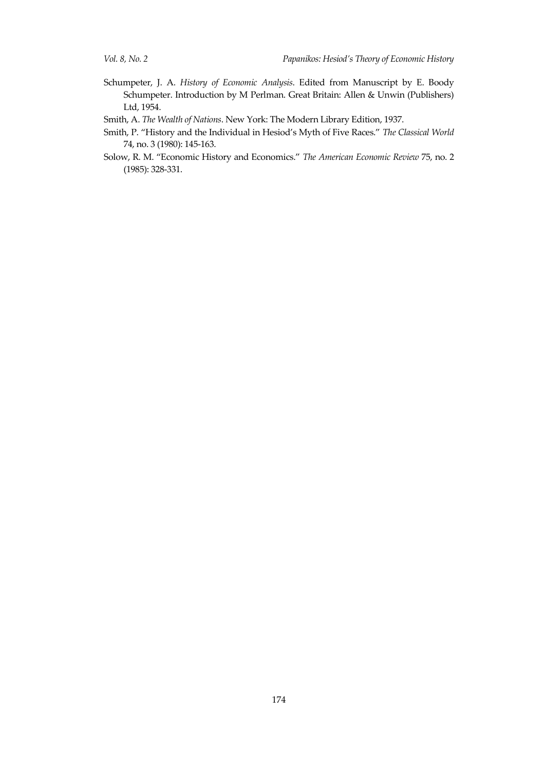Schumpeter, J. A. *History of Economic Analysis*. Edited from Manuscript by E. Boody Schumpeter. Introduction by M Perlman. Great Britain: Allen & Unwin (Publishers) Ltd, 1954.

Smith, A. *The Wealth of Nations*. New York: The Modern Library Edition, 1937.

Smith, P. "History and the Individual in Hesiod's Myth of Five Races." *The Classical World* 74, no. 3 (1980): 145-163.

Solow, R. M. "Economic History and Economics." *The American Economic Review* 75, no. 2 (1985): 328-331.